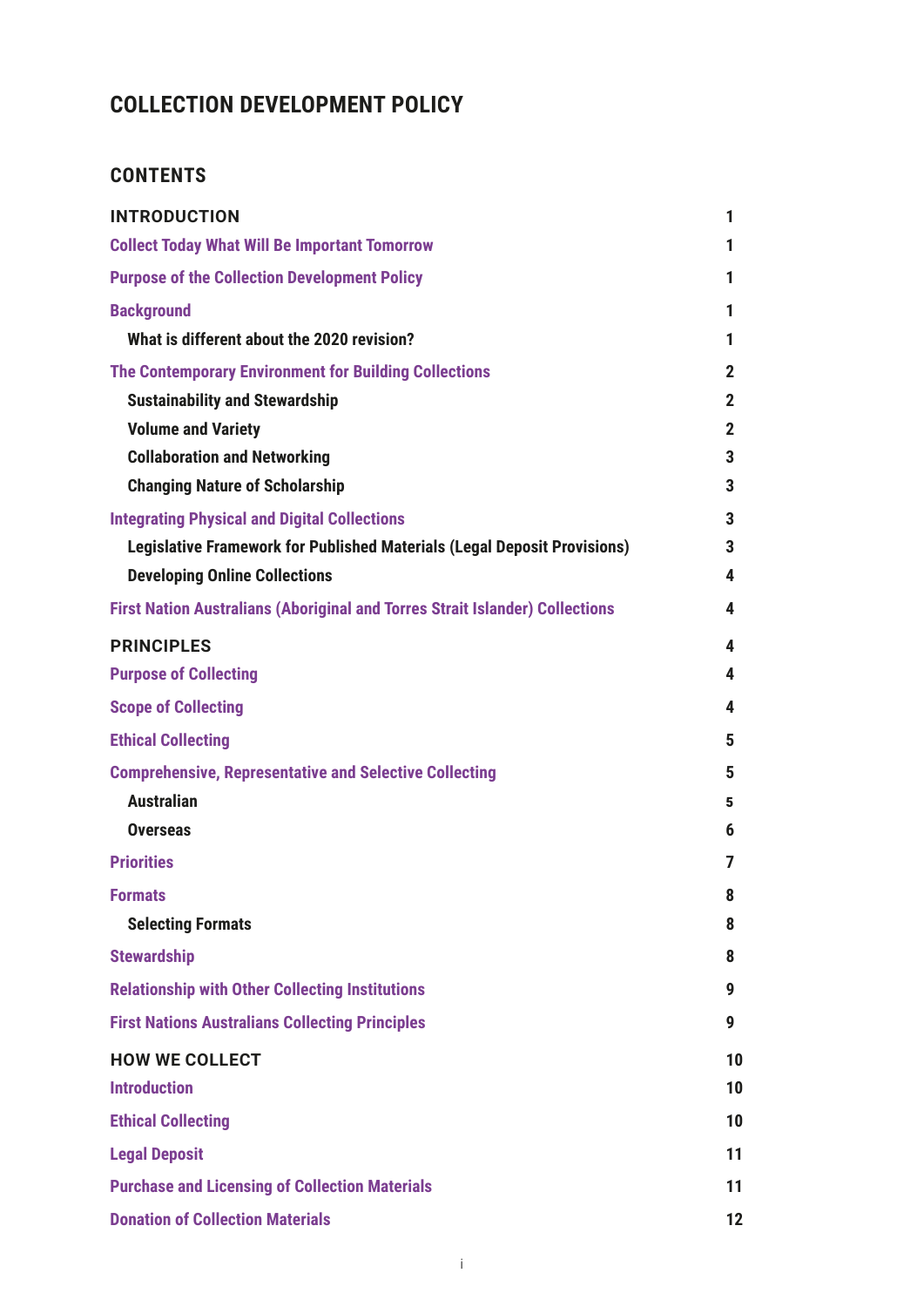# COLLECTION DEVELOPMENT POLICY

## CONTENTS

| | |
|---|---|
| **INTRODUCTION** | 1 |
| Collect Today What Will Be Important Tomorrow | 1 |
| Purpose of the Collection Development Policy | 1 |
| Background | 1 |
| What is different about the 2020 revision? | 1 |
| The Contemporary Environment for Building Collections | 2 |
| Sustainability and Stewardship | 2 |
| Volume and Variety | 2 |
| Collaboration and Networking | 3 |
| Changing Nature of Scholarship | 3 |
| Integrating Physical and Digital Collections | 3 |
| Legislative Framework for Published Materials (Legal Deposit Provisions) | 3 |
| Developing Online Collections | 4 |
| First Nation Australians (Aboriginal and Torres Strait Islander) Collections | 4 |
| **PRINCIPLES** | 4 |
| Purpose of Collecting | 4 |
| Scope of Collecting | 4 |
| Ethical Collecting | 5 |
| Comprehensive, Representative and Selective Collecting | 5 |
| Australian | 5 |
| Overseas | 6 |
| Priorities | 7 |
| Formats | 8 |
| Selecting Formats | 8 |
| Stewardship | 8 |
| Relationship with Other Collecting Institutions | 9 |
| First Nations Australians Collecting Principles | 9 |
| **HOW WE COLLECT** | 10 |
| Introduction | 10 |
| Ethical Collecting | 10 |
| Legal Deposit | 11 |
| Purchase and Licensing of Collection Materials | 11 |
| Donation of Collection Materials | 12 |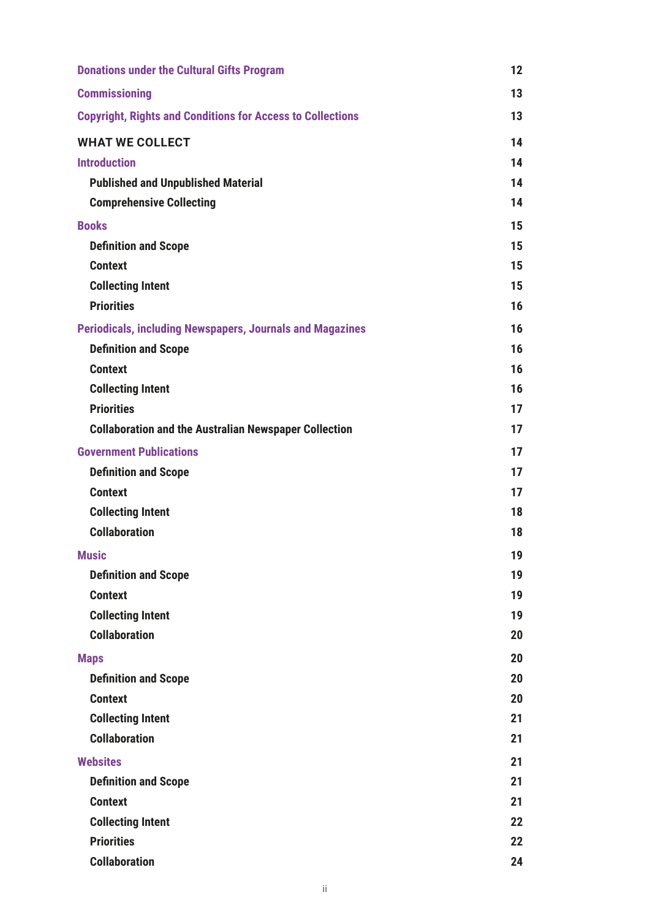| | |
|---|---|
| **Donations under the Cultural Gifts Program** | 12 |
| **Commissioning** | 13 |
| **Copyright, Rights and Conditions for Access to Collections** | 13 |
| **WHAT WE COLLECT** | 14 |
| **Introduction** | 14 |
| Published and Unpublished Material | 14 |
| Comprehensive Collecting | 14 |
| **Books** | 15 |
| Definition and Scope | 15 |
| Context | 15 |
| Collecting Intent | 15 |
| Priorities | 16 |
| **Periodicals, including Newspapers, Journals and Magazines** | 16 |
| Definition and Scope | 16 |
| Context | 16 |
| Collecting Intent | 16 |
| Priorities | 17 |
| Collaboration and the Australian Newspaper Collection | 17 |
| **Government Publications** | 17 |
| Definition and Scope | 17 |
| Context | 17 |
| Collecting Intent | 18 |
| Collaboration | 18 |
| **Music** | 19 |
| Definition and Scope | 19 |
| Context | 19 |
| Collecting Intent | 19 |
| Collaboration | 20 |
| **Maps** | 20 |
| Definition and Scope | 20 |
| Context | 20 |
| Collecting Intent | 21 |
| Collaboration | 21 |
| **Websites** | 21 |
| Definition and Scope | 21 |
| Context | 21 |
| Collecting Intent | 22 |
| Priorities | 22 |
| Collaboration | 24 |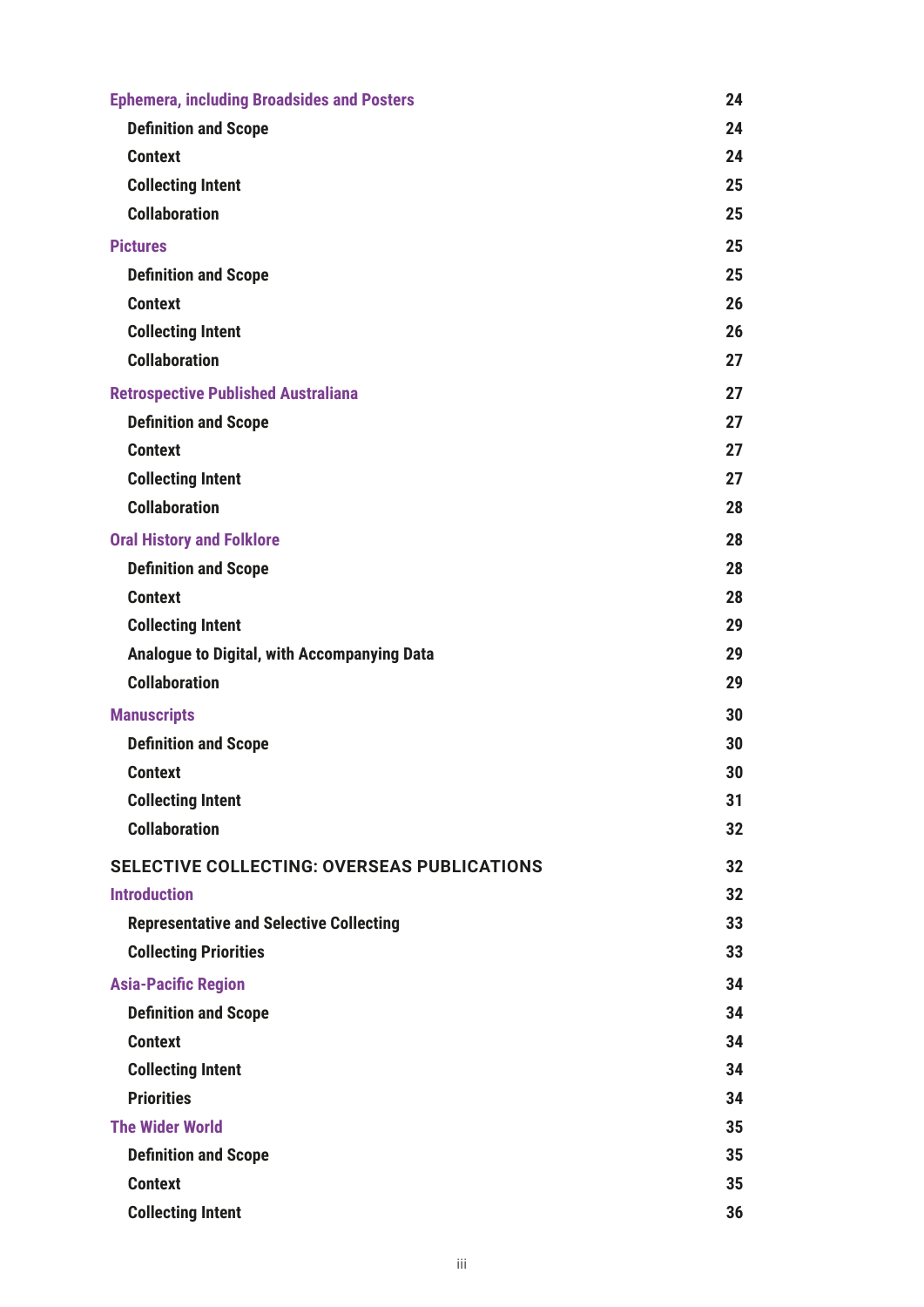| | |
|---|---|
| **Ephemera, including Broadsides and Posters** | **24** |
| **Definition and Scope** | **24** |
| **Context** | **24** |
| **Collecting Intent** | **25** |
| **Collaboration** | **25** |
| **Pictures** | **25** |
| **Definition and Scope** | **25** |
| **Context** | **26** |
| **Collecting Intent** | **26** |
| **Collaboration** | **27** |
| **Retrospective Published Australiana** | **27** |
| **Definition and Scope** | **27** |
| **Context** | **27** |
| **Collecting Intent** | **27** |
| **Collaboration** | **28** |
| **Oral History and Folklore** | **28** |
| **Definition and Scope** | **28** |
| **Context** | **28** |
| **Collecting Intent** | **29** |
| **Analogue to Digital, with Accompanying Data** | **29** |
| **Collaboration** | **29** |
| **Manuscripts** | **30** |
| **Definition and Scope** | **30** |
| **Context** | **30** |
| **Collecting Intent** | **31** |
| **Collaboration** | **32** |
| **SELECTIVE COLLECTING: OVERSEAS PUBLICATIONS** | **32** |
| **Introduction** | **32** |
| **Representative and Selective Collecting** | **33** |
| **Collecting Priorities** | **33** |
| **Asia-Pacific Region** | **34** |
| **Definition and Scope** | **34** |
| **Context** | **34** |
| **Collecting Intent** | **34** |
| **Priorities** | **34** |
| **The Wider World** | **35** |
| **Definition and Scope** | **35** |
| **Context** | **35** |
| **Collecting Intent** | **36** |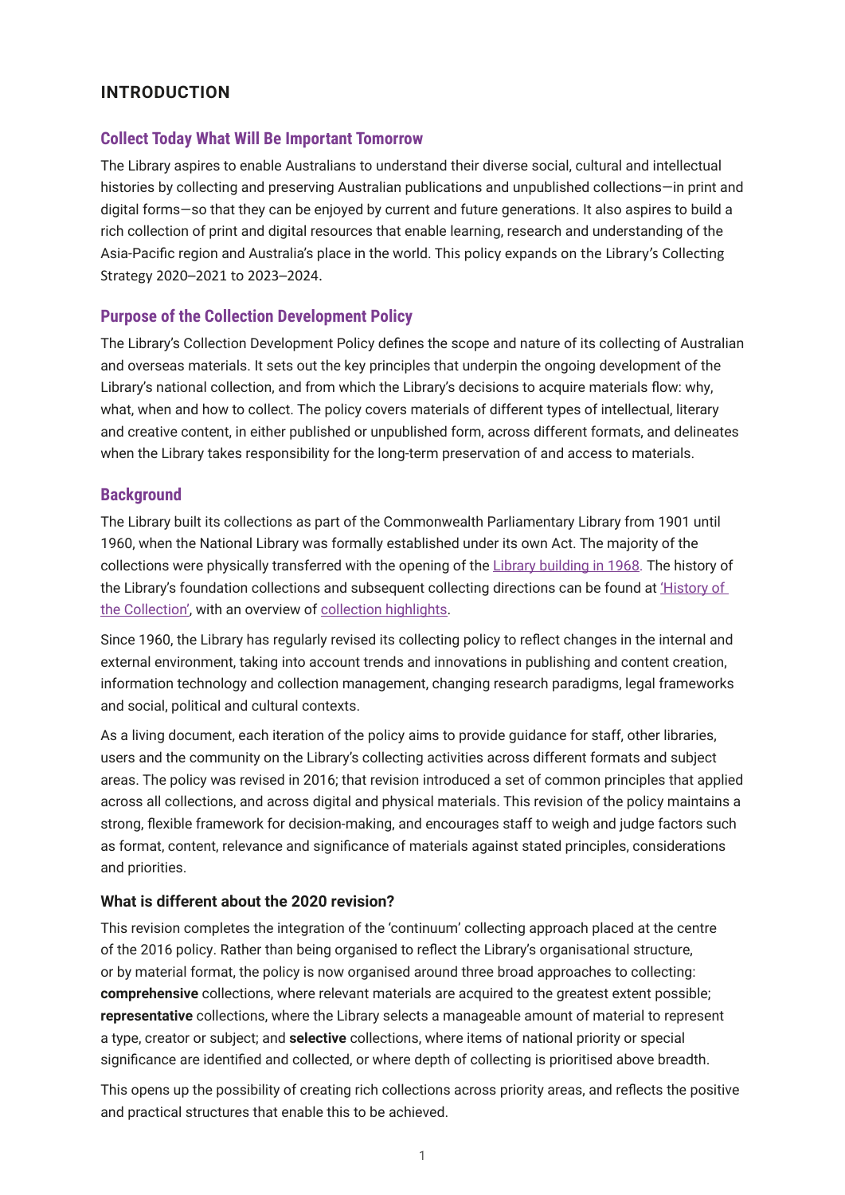## INTRODUCTION

### Collect Today What Will Be Important Tomorrow

The Library aspires to enable Australians to understand their diverse social, cultural and intellectual histories by collecting and preserving Australian publications and unpublished collections—in print and digital forms—so that they can be enjoyed by current and future generations. It also aspires to build a rich collection of print and digital resources that enable learning, research and understanding of the Asia-Pacific region and Australia's place in the world. This policy expands on the Library's Collecting Strategy 2020–2021 to 2023–2024.

### Purpose of the Collection Development Policy

The Library's Collection Development Policy defines the scope and nature of its collecting of Australian and overseas materials. It sets out the key principles that underpin the ongoing development of the Library's national collection, and from which the Library's decisions to acquire materials flow: why, what, when and how to collect. The policy covers materials of different types of intellectual, literary and creative content, in either published or unpublished form, across different formats, and delineates when the Library takes responsibility for the long-term preservation of and access to materials.

### Background

The Library built its collections as part of the Commonwealth Parliamentary Library from 1901 until 1960, when the National Library was formally established under its own Act. The majority of the collections were physically transferred with the opening of the Library building in 1968. The history of the Library's foundation collections and subsequent collecting directions can be found at 'History of the Collection', with an overview of collection highlights.

Since 1960, the Library has regularly revised its collecting policy to reflect changes in the internal and external environment, taking into account trends and innovations in publishing and content creation, information technology and collection management, changing research paradigms, legal frameworks and social, political and cultural contexts.

As a living document, each iteration of the policy aims to provide guidance for staff, other libraries, users and the community on the Library's collecting activities across different formats and subject areas. The policy was revised in 2016; that revision introduced a set of common principles that applied across all collections, and across digital and physical materials. This revision of the policy maintains a strong, flexible framework for decision-making, and encourages staff to weigh and judge factors such as format, content, relevance and significance of materials against stated principles, considerations and priorities.

#### What is different about the 2020 revision?

This revision completes the integration of the 'continuum' collecting approach placed at the centre of the 2016 policy. Rather than being organised to reflect the Library's organisational structure, or by material format, the policy is now organised around three broad approaches to collecting: **comprehensive** collections, where relevant materials are acquired to the greatest extent possible; **representative** collections, where the Library selects a manageable amount of material to represent a type, creator or subject; and **selective** collections, where items of national priority or special significance are identified and collected, or where depth of collecting is prioritised above breadth.

This opens up the possibility of creating rich collections across priority areas, and reflects the positive and practical structures that enable this to be achieved.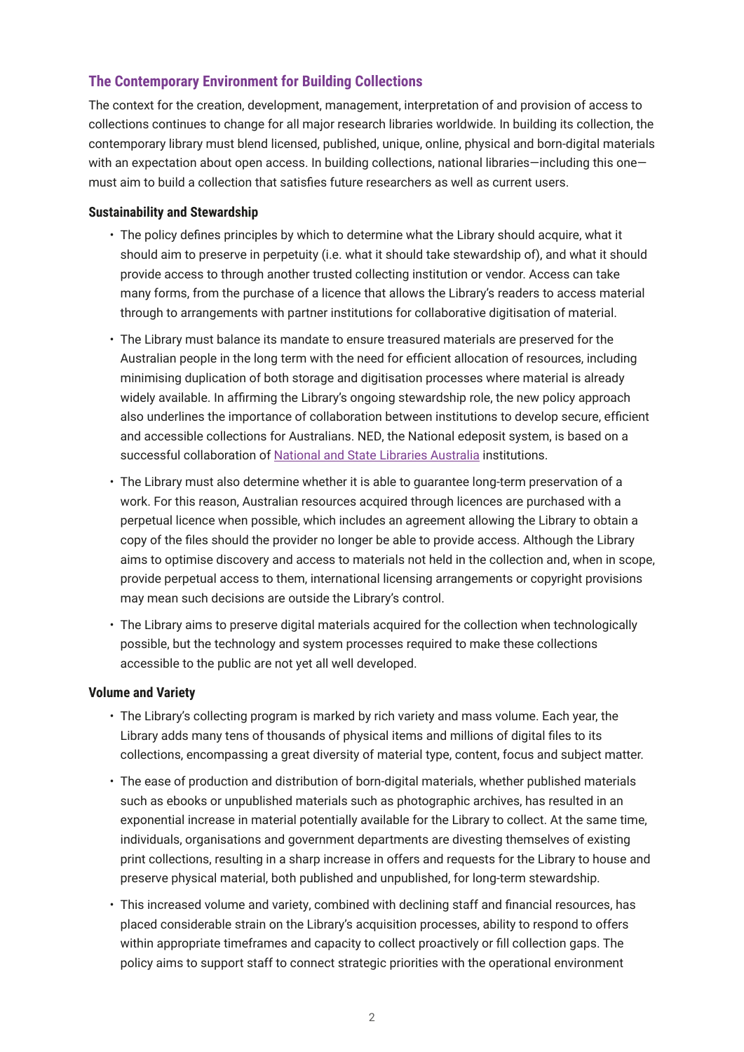## The Contemporary Environment for Building Collections

The context for the creation, development, management, interpretation of and provision of access to collections continues to change for all major research libraries worldwide. In building its collection, the contemporary library must blend licensed, published, unique, online, physical and born-digital materials with an expectation about open access. In building collections, national libraries—including this one—must aim to build a collection that satisfies future researchers as well as current users.

### Sustainability and Stewardship

- The policy defines principles by which to determine what the Library should acquire, what it should aim to preserve in perpetuity (i.e. what it should take stewardship of), and what it should provide access to through another trusted collecting institution or vendor. Access can take many forms, from the purchase of a licence that allows the Library's readers to access material through to arrangements with partner institutions for collaborative digitisation of material.
- The Library must balance its mandate to ensure treasured materials are preserved for the Australian people in the long term with the need for efficient allocation of resources, including minimising duplication of both storage and digitisation processes where material is already widely available. In affirming the Library's ongoing stewardship role, the new policy approach also underlines the importance of collaboration between institutions to develop secure, efficient and accessible collections for Australians. NED, the National edeposit system, is based on a successful collaboration of National and State Libraries Australia institutions.
- The Library must also determine whether it is able to guarantee long-term preservation of a work. For this reason, Australian resources acquired through licences are purchased with a perpetual licence when possible, which includes an agreement allowing the Library to obtain a copy of the files should the provider no longer be able to provide access. Although the Library aims to optimise discovery and access to materials not held in the collection and, when in scope, provide perpetual access to them, international licensing arrangements or copyright provisions may mean such decisions are outside the Library's control.
- The Library aims to preserve digital materials acquired for the collection when technologically possible, but the technology and system processes required to make these collections accessible to the public are not yet all well developed.

### Volume and Variety

- The Library's collecting program is marked by rich variety and mass volume. Each year, the Library adds many tens of thousands of physical items and millions of digital files to its collections, encompassing a great diversity of material type, content, focus and subject matter.
- The ease of production and distribution of born-digital materials, whether published materials such as ebooks or unpublished materials such as photographic archives, has resulted in an exponential increase in material potentially available for the Library to collect. At the same time, individuals, organisations and government departments are divesting themselves of existing print collections, resulting in a sharp increase in offers and requests for the Library to house and preserve physical material, both published and unpublished, for long-term stewardship.
- This increased volume and variety, combined with declining staff and financial resources, has placed considerable strain on the Library's acquisition processes, ability to respond to offers within appropriate timeframes and capacity to collect proactively or fill collection gaps. The policy aims to support staff to connect strategic priorities with the operational environment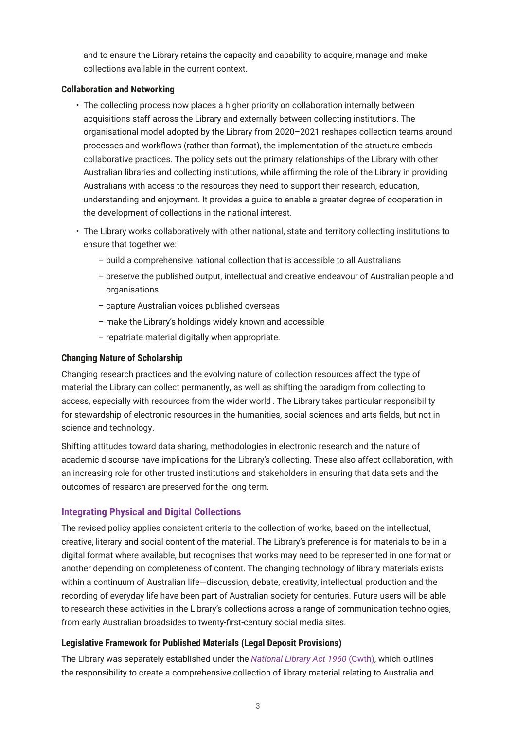and to ensure the Library retains the capacity and capability to acquire, manage and make collections available in the current context.

### Collaboration and Networking

- The collecting process now places a higher priority on collaboration internally between acquisitions staff across the Library and externally between collecting institutions. The organisational model adopted by the Library from 2020–2021 reshapes collection teams around processes and workflows (rather than format), the implementation of the structure embeds collaborative practices. The policy sets out the primary relationships of the Library with other Australian libraries and collecting institutions, while affirming the role of the Library in providing Australians with access to the resources they need to support their research, education, understanding and enjoyment. It provides a guide to enable a greater degree of cooperation in the development of collections in the national interest.
- The Library works collaboratively with other national, state and territory collecting institutions to ensure that together we:
  - build a comprehensive national collection that is accessible to all Australians
  - preserve the published output, intellectual and creative endeavour of Australian people and organisations
  - capture Australian voices published overseas
  - make the Library's holdings widely known and accessible
  - repatriate material digitally when appropriate.

### Changing Nature of Scholarship

Changing research practices and the evolving nature of collection resources affect the type of material the Library can collect permanently, as well as shifting the paradigm from collecting to access, especially with resources from the wider world . The Library takes particular responsibility for stewardship of electronic resources in the humanities, social sciences and arts fields, but not in science and technology.

Shifting attitudes toward data sharing, methodologies in electronic research and the nature of academic discourse have implications for the Library's collecting. These also affect collaboration, with an increasing role for other trusted institutions and stakeholders in ensuring that data sets and the outcomes of research are preserved for the long term.

## Integrating Physical and Digital Collections

The revised policy applies consistent criteria to the collection of works, based on the intellectual, creative, literary and social content of the material. The Library's preference is for materials to be in a digital format where available, but recognises that works may need to be represented in one format or another depending on completeness of content. The changing technology of library materials exists within a continuum of Australian life—discussion, debate, creativity, intellectual production and the recording of everyday life have been part of Australian society for centuries. Future users will be able to research these activities in the Library's collections across a range of communication technologies, from early Australian broadsides to twenty-first-century social media sites.

### Legislative Framework for Published Materials (Legal Deposit Provisions)

The Library was separately established under the *National Library Act 1960* (Cwth), which outlines the responsibility to create a comprehensive collection of library material relating to Australia and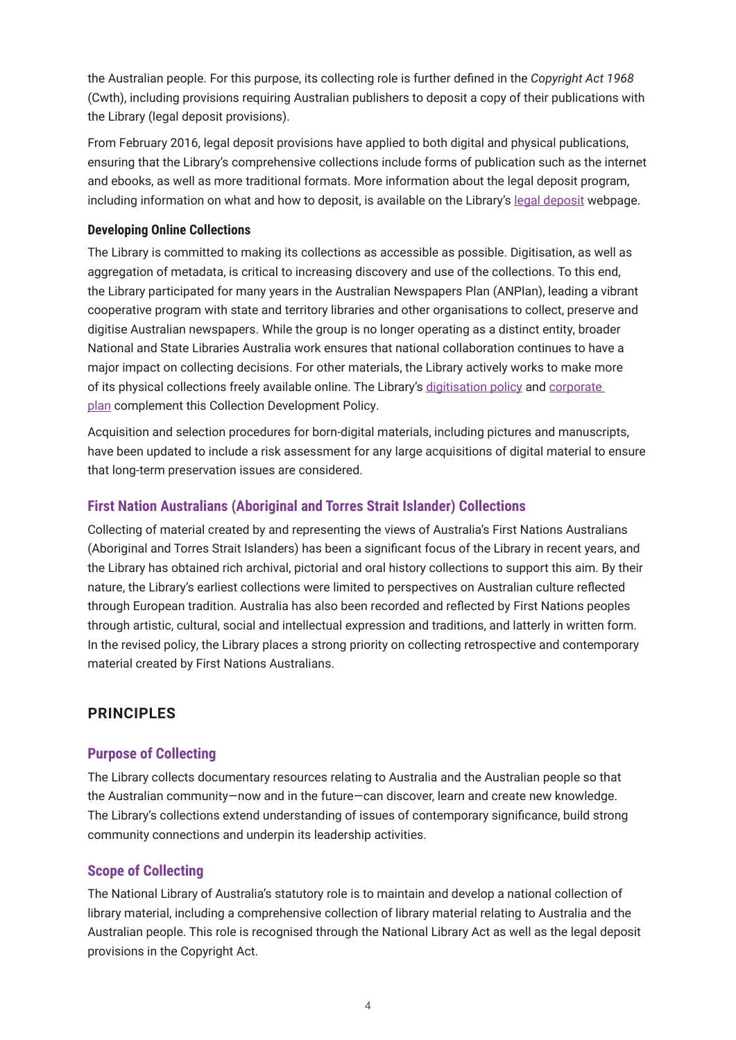the Australian people. For this purpose, its collecting role is further defined in the *Copyright Act 1968* (Cwth), including provisions requiring Australian publishers to deposit a copy of their publications with the Library (legal deposit provisions).

From February 2016, legal deposit provisions have applied to both digital and physical publications, ensuring that the Library's comprehensive collections include forms of publication such as the internet and ebooks, as well as more traditional formats. More information about the legal deposit program, including information on what and how to deposit, is available on the Library's legal deposit webpage.

**Developing Online Collections**

The Library is committed to making its collections as accessible as possible. Digitisation, as well as aggregation of metadata, is critical to increasing discovery and use of the collections. To this end, the Library participated for many years in the Australian Newspapers Plan (ANPlan), leading a vibrant cooperative program with state and territory libraries and other organisations to collect, preserve and digitise Australian newspapers. While the group is no longer operating as a distinct entity, broader National and State Libraries Australia work ensures that national collaboration continues to have a major impact on collecting decisions. For other materials, the Library actively works to make more of its physical collections freely available online. The Library's digitisation policy and corporate plan complement this Collection Development Policy.

Acquisition and selection procedures for born-digital materials, including pictures and manuscripts, have been updated to include a risk assessment for any large acquisitions of digital material to ensure that long-term preservation issues are considered.

### First Nation Australians (Aboriginal and Torres Strait Islander) Collections

Collecting of material created by and representing the views of Australia's First Nations Australians (Aboriginal and Torres Strait Islanders) has been a significant focus of the Library in recent years, and the Library has obtained rich archival, pictorial and oral history collections to support this aim. By their nature, the Library's earliest collections were limited to perspectives on Australian culture reflected through European tradition. Australia has also been recorded and reflected by First Nations peoples through artistic, cultural, social and intellectual expression and traditions, and latterly in written form. In the revised policy, the Library places a strong priority on collecting retrospective and contemporary material created by First Nations Australians.

## PRINCIPLES

### Purpose of Collecting

The Library collects documentary resources relating to Australia and the Australian people so that the Australian community—now and in the future—can discover, learn and create new knowledge. The Library's collections extend understanding of issues of contemporary significance, build strong community connections and underpin its leadership activities.

### Scope of Collecting

The National Library of Australia's statutory role is to maintain and develop a national collection of library material, including a comprehensive collection of library material relating to Australia and the Australian people. This role is recognised through the National Library Act as well as the legal deposit provisions in the Copyright Act.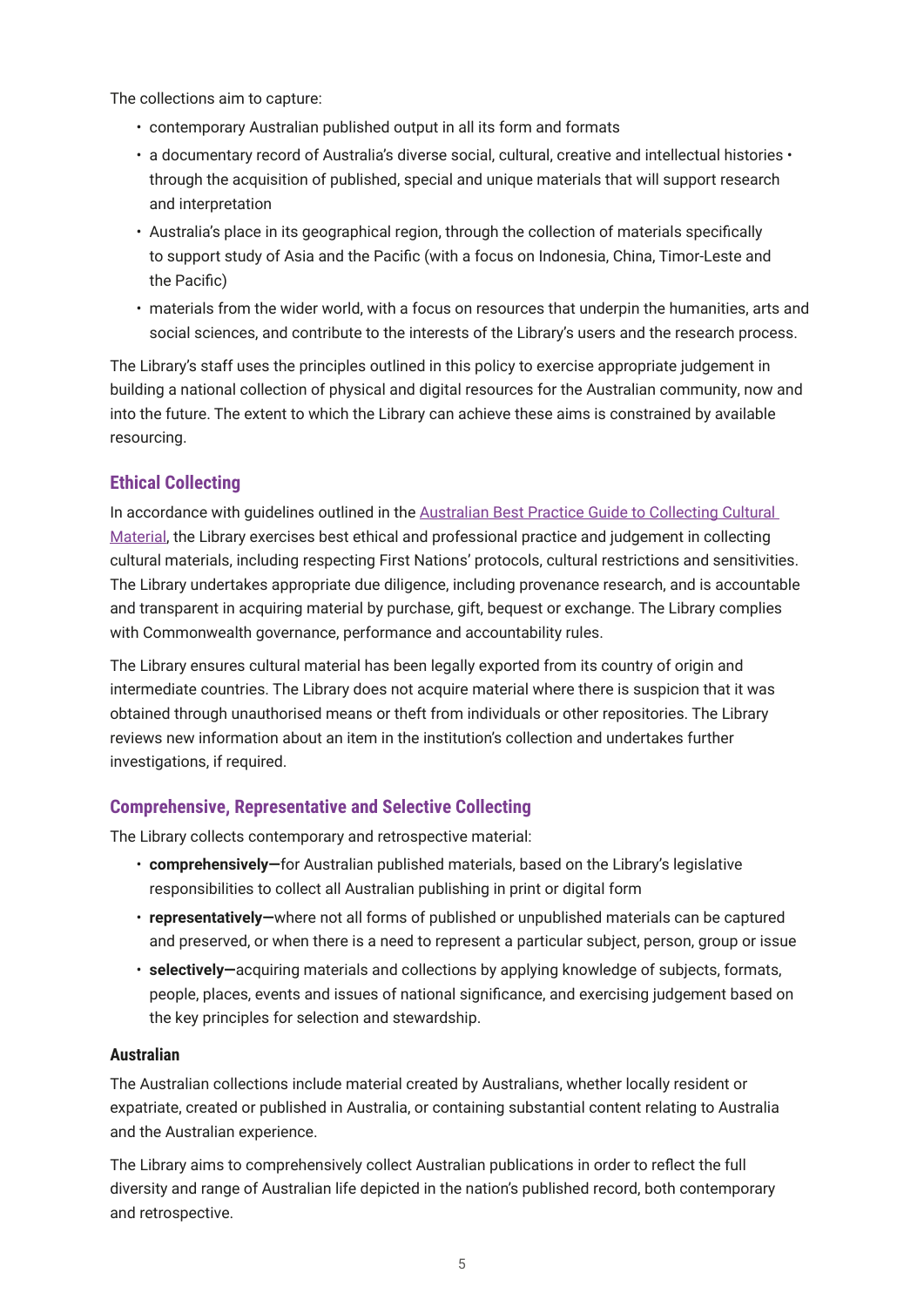The collections aim to capture:

- contemporary Australian published output in all its form and formats
- a documentary record of Australia's diverse social, cultural, creative and intellectual histories • through the acquisition of published, special and unique materials that will support research and interpretation
- Australia's place in its geographical region, through the collection of materials specifically to support study of Asia and the Pacific (with a focus on Indonesia, China, Timor-Leste and the Pacific)
- materials from the wider world, with a focus on resources that underpin the humanities, arts and social sciences, and contribute to the interests of the Library's users and the research process.

The Library's staff uses the principles outlined in this policy to exercise appropriate judgement in building a national collection of physical and digital resources for the Australian community, now and into the future. The extent to which the Library can achieve these aims is constrained by available resourcing.

## Ethical Collecting

In accordance with guidelines outlined in the Australian Best Practice Guide to Collecting Cultural Material, the Library exercises best ethical and professional practice and judgement in collecting cultural materials, including respecting First Nations' protocols, cultural restrictions and sensitivities. The Library undertakes appropriate due diligence, including provenance research, and is accountable and transparent in acquiring material by purchase, gift, bequest or exchange. The Library complies with Commonwealth governance, performance and accountability rules.

The Library ensures cultural material has been legally exported from its country of origin and intermediate countries. The Library does not acquire material where there is suspicion that it was obtained through unauthorised means or theft from individuals or other repositories. The Library reviews new information about an item in the institution's collection and undertakes further investigations, if required.

## Comprehensive, Representative and Selective Collecting

The Library collects contemporary and retrospective material:

- **comprehensively—**for Australian published materials, based on the Library's legislative responsibilities to collect all Australian publishing in print or digital form
- **representatively—**where not all forms of published or unpublished materials can be captured and preserved, or when there is a need to represent a particular subject, person, group or issue
- **selectively—**acquiring materials and collections by applying knowledge of subjects, formats, people, places, events and issues of national significance, and exercising judgement based on the key principles for selection and stewardship.

### Australian

The Australian collections include material created by Australians, whether locally resident or expatriate, created or published in Australia, or containing substantial content relating to Australia and the Australian experience.

The Library aims to comprehensively collect Australian publications in order to reflect the full diversity and range of Australian life depicted in the nation's published record, both contemporary and retrospective.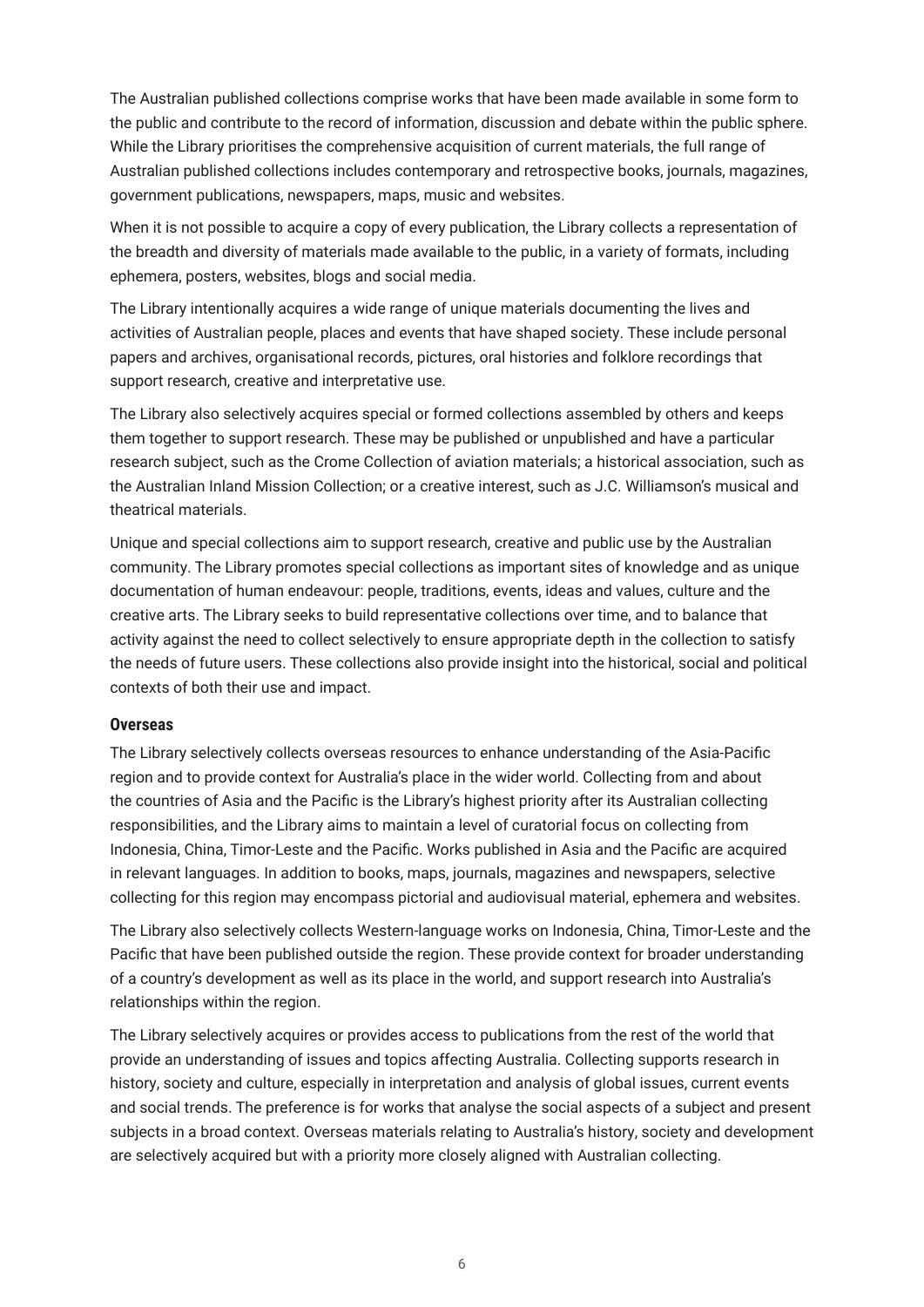The Australian published collections comprise works that have been made available in some form to the public and contribute to the record of information, discussion and debate within the public sphere. While the Library prioritises the comprehensive acquisition of current materials, the full range of Australian published collections includes contemporary and retrospective books, journals, magazines, government publications, newspapers, maps, music and websites.

When it is not possible to acquire a copy of every publication, the Library collects a representation of the breadth and diversity of materials made available to the public, in a variety of formats, including ephemera, posters, websites, blogs and social media.

The Library intentionally acquires a wide range of unique materials documenting the lives and activities of Australian people, places and events that have shaped society. These include personal papers and archives, organisational records, pictures, oral histories and folklore recordings that support research, creative and interpretative use.

The Library also selectively acquires special or formed collections assembled by others and keeps them together to support research. These may be published or unpublished and have a particular research subject, such as the Crome Collection of aviation materials; a historical association, such as the Australian Inland Mission Collection; or a creative interest, such as J.C. Williamson's musical and theatrical materials.

Unique and special collections aim to support research, creative and public use by the Australian community. The Library promotes special collections as important sites of knowledge and as unique documentation of human endeavour: people, traditions, events, ideas and values, culture and the creative arts. The Library seeks to build representative collections over time, and to balance that activity against the need to collect selectively to ensure appropriate depth in the collection to satisfy the needs of future users. These collections also provide insight into the historical, social and political contexts of both their use and impact.

### Overseas

The Library selectively collects overseas resources to enhance understanding of the Asia-Pacific region and to provide context for Australia's place in the wider world. Collecting from and about the countries of Asia and the Pacific is the Library's highest priority after its Australian collecting responsibilities, and the Library aims to maintain a level of curatorial focus on collecting from Indonesia, China, Timor-Leste and the Pacific. Works published in Asia and the Pacific are acquired in relevant languages. In addition to books, maps, journals, magazines and newspapers, selective collecting for this region may encompass pictorial and audiovisual material, ephemera and websites.

The Library also selectively collects Western-language works on Indonesia, China, Timor-Leste and the Pacific that have been published outside the region. These provide context for broader understanding of a country's development as well as its place in the world, and support research into Australia's relationships within the region.

The Library selectively acquires or provides access to publications from the rest of the world that provide an understanding of issues and topics affecting Australia. Collecting supports research in history, society and culture, especially in interpretation and analysis of global issues, current events and social trends. The preference is for works that analyse the social aspects of a subject and present subjects in a broad context. Overseas materials relating to Australia's history, society and development are selectively acquired but with a priority more closely aligned with Australian collecting.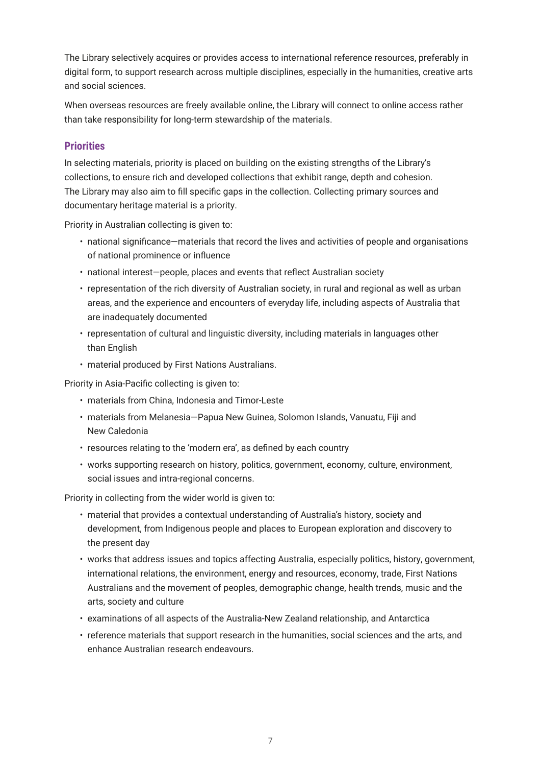The Library selectively acquires or provides access to international reference resources, preferably in digital form, to support research across multiple disciplines, especially in the humanities, creative arts and social sciences.

When overseas resources are freely available online, the Library will connect to online access rather than take responsibility for long-term stewardship of the materials.

### Priorities

In selecting materials, priority is placed on building on the existing strengths of the Library's collections, to ensure rich and developed collections that exhibit range, depth and cohesion. The Library may also aim to fill specific gaps in the collection. Collecting primary sources and documentary heritage material is a priority.

Priority in Australian collecting is given to:

- national significance—materials that record the lives and activities of people and organisations of national prominence or influence
- national interest—people, places and events that reflect Australian society
- representation of the rich diversity of Australian society, in rural and regional as well as urban areas, and the experience and encounters of everyday life, including aspects of Australia that are inadequately documented
- representation of cultural and linguistic diversity, including materials in languages other than English
- material produced by First Nations Australians.

Priority in Asia-Pacific collecting is given to:

- materials from China, Indonesia and Timor-Leste
- materials from Melanesia—Papua New Guinea, Solomon Islands, Vanuatu, Fiji and New Caledonia
- resources relating to the 'modern era', as defined by each country
- works supporting research on history, politics, government, economy, culture, environment, social issues and intra-regional concerns.

Priority in collecting from the wider world is given to:

- material that provides a contextual understanding of Australia's history, society and development, from Indigenous people and places to European exploration and discovery to the present day
- works that address issues and topics affecting Australia, especially politics, history, government, international relations, the environment, energy and resources, economy, trade, First Nations Australians and the movement of peoples, demographic change, health trends, music and the arts, society and culture
- examinations of all aspects of the Australia-New Zealand relationship, and Antarctica
- reference materials that support research in the humanities, social sciences and the arts, and enhance Australian research endeavours.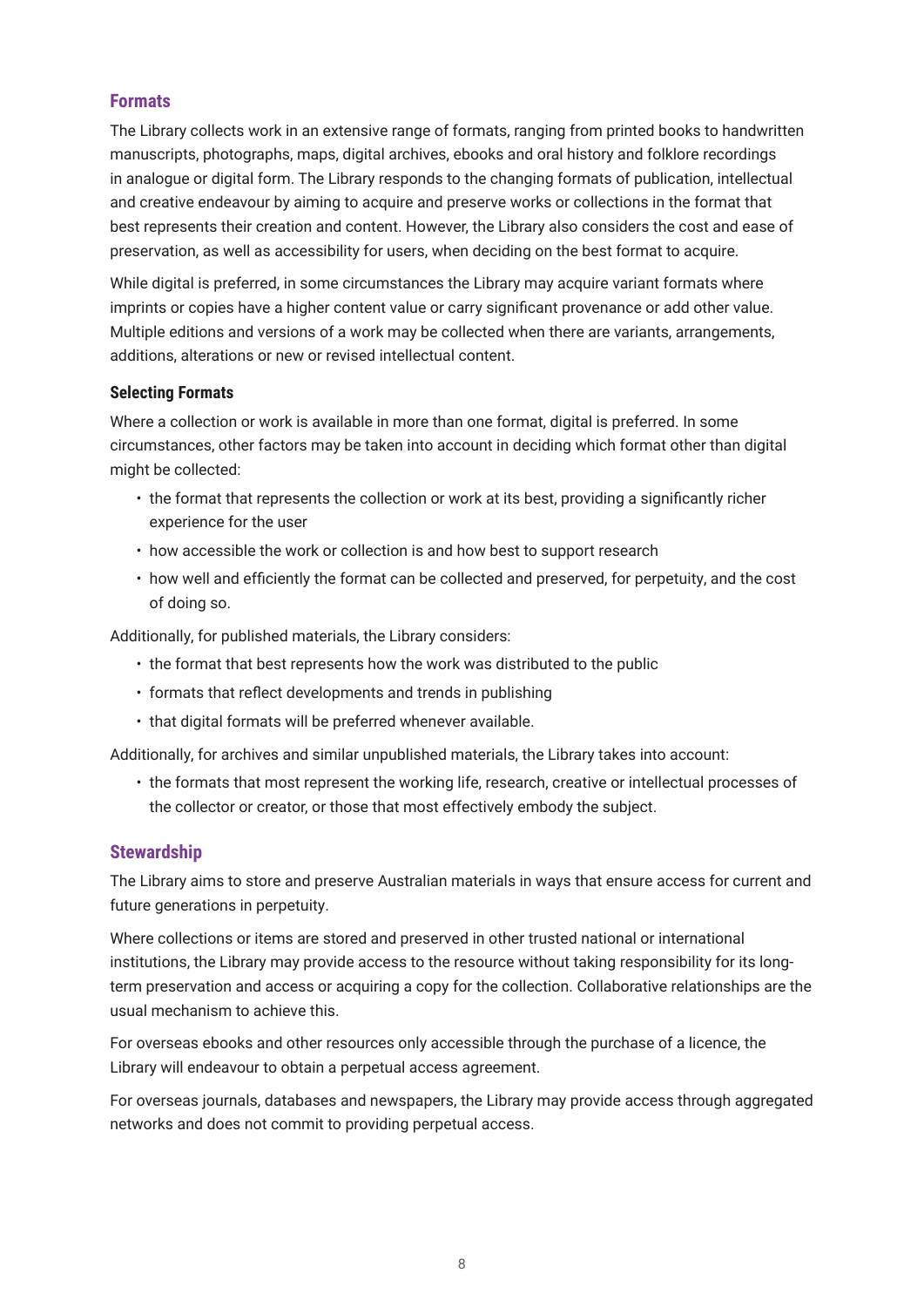## Formats

The Library collects work in an extensive range of formats, ranging from printed books to handwritten manuscripts, photographs, maps, digital archives, ebooks and oral history and folklore recordings in analogue or digital form. The Library responds to the changing formats of publication, intellectual and creative endeavour by aiming to acquire and preserve works or collections in the format that best represents their creation and content. However, the Library also considers the cost and ease of preservation, as well as accessibility for users, when deciding on the best format to acquire.

While digital is preferred, in some circumstances the Library may acquire variant formats where imprints or copies have a higher content value or carry significant provenance or add other value. Multiple editions and versions of a work may be collected when there are variants, arrangements, additions, alterations or new or revised intellectual content.

### Selecting Formats

Where a collection or work is available in more than one format, digital is preferred. In some circumstances, other factors may be taken into account in deciding which format other than digital might be collected:

- the format that represents the collection or work at its best, providing a significantly richer experience for the user
- how accessible the work or collection is and how best to support research
- how well and efficiently the format can be collected and preserved, for perpetuity, and the cost of doing so.

Additionally, for published materials, the Library considers:

- the format that best represents how the work was distributed to the public
- formats that reflect developments and trends in publishing
- that digital formats will be preferred whenever available.

Additionally, for archives and similar unpublished materials, the Library takes into account:

- the formats that most represent the working life, research, creative or intellectual processes of the collector or creator, or those that most effectively embody the subject.

## Stewardship

The Library aims to store and preserve Australian materials in ways that ensure access for current and future generations in perpetuity.

Where collections or items are stored and preserved in other trusted national or international institutions, the Library may provide access to the resource without taking responsibility for its long-term preservation and access or acquiring a copy for the collection. Collaborative relationships are the usual mechanism to achieve this.

For overseas ebooks and other resources only accessible through the purchase of a licence, the Library will endeavour to obtain a perpetual access agreement.

For overseas journals, databases and newspapers, the Library may provide access through aggregated networks and does not commit to providing perpetual access.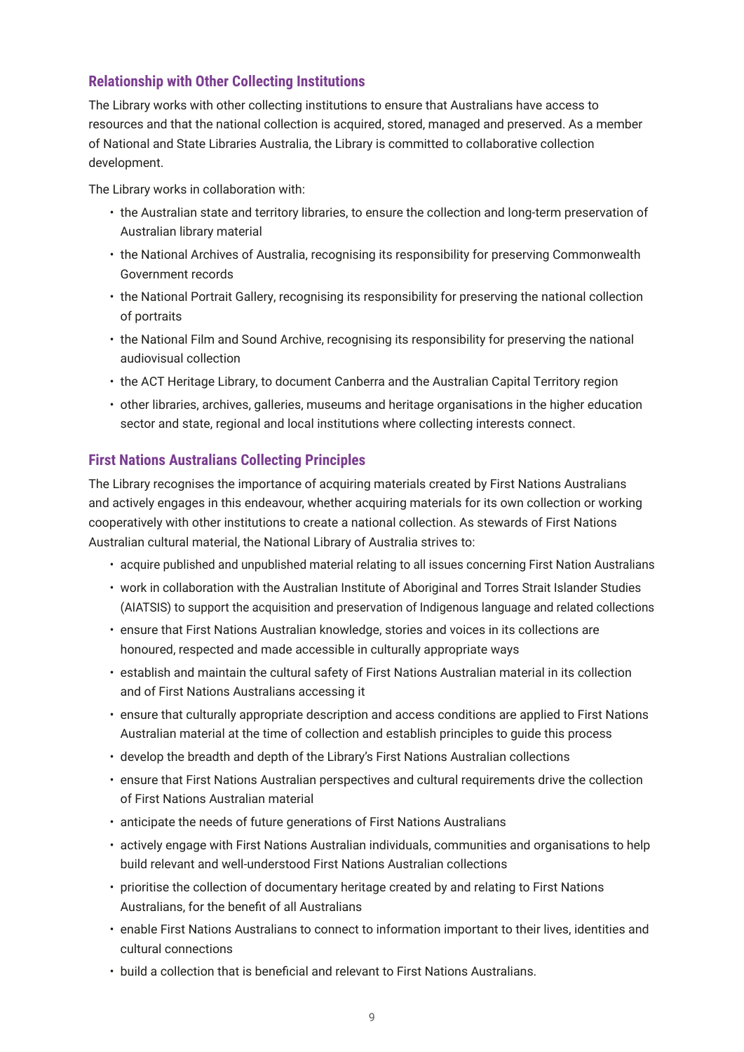## Relationship with Other Collecting Institutions

The Library works with other collecting institutions to ensure that Australians have access to resources and that the national collection is acquired, stored, managed and preserved. As a member of National and State Libraries Australia, the Library is committed to collaborative collection development.

The Library works in collaboration with:

- the Australian state and territory libraries, to ensure the collection and long-term preservation of Australian library material
- the National Archives of Australia, recognising its responsibility for preserving Commonwealth Government records
- the National Portrait Gallery, recognising its responsibility for preserving the national collection of portraits
- the National Film and Sound Archive, recognising its responsibility for preserving the national audiovisual collection
- the ACT Heritage Library, to document Canberra and the Australian Capital Territory region
- other libraries, archives, galleries, museums and heritage organisations in the higher education sector and state, regional and local institutions where collecting interests connect.

## First Nations Australians Collecting Principles

The Library recognises the importance of acquiring materials created by First Nations Australians and actively engages in this endeavour, whether acquiring materials for its own collection or working cooperatively with other institutions to create a national collection. As stewards of First Nations Australian cultural material, the National Library of Australia strives to:

- acquire published and unpublished material relating to all issues concerning First Nation Australians
- work in collaboration with the Australian Institute of Aboriginal and Torres Strait Islander Studies (AIATSIS) to support the acquisition and preservation of Indigenous language and related collections
- ensure that First Nations Australian knowledge, stories and voices in its collections are honoured, respected and made accessible in culturally appropriate ways
- establish and maintain the cultural safety of First Nations Australian material in its collection and of First Nations Australians accessing it
- ensure that culturally appropriate description and access conditions are applied to First Nations Australian material at the time of collection and establish principles to guide this process
- develop the breadth and depth of the Library's First Nations Australian collections
- ensure that First Nations Australian perspectives and cultural requirements drive the collection of First Nations Australian material
- anticipate the needs of future generations of First Nations Australians
- actively engage with First Nations Australian individuals, communities and organisations to help build relevant and well-understood First Nations Australian collections
- prioritise the collection of documentary heritage created by and relating to First Nations Australians, for the benefit of all Australians
- enable First Nations Australians to connect to information important to their lives, identities and cultural connections
- build a collection that is beneficial and relevant to First Nations Australians.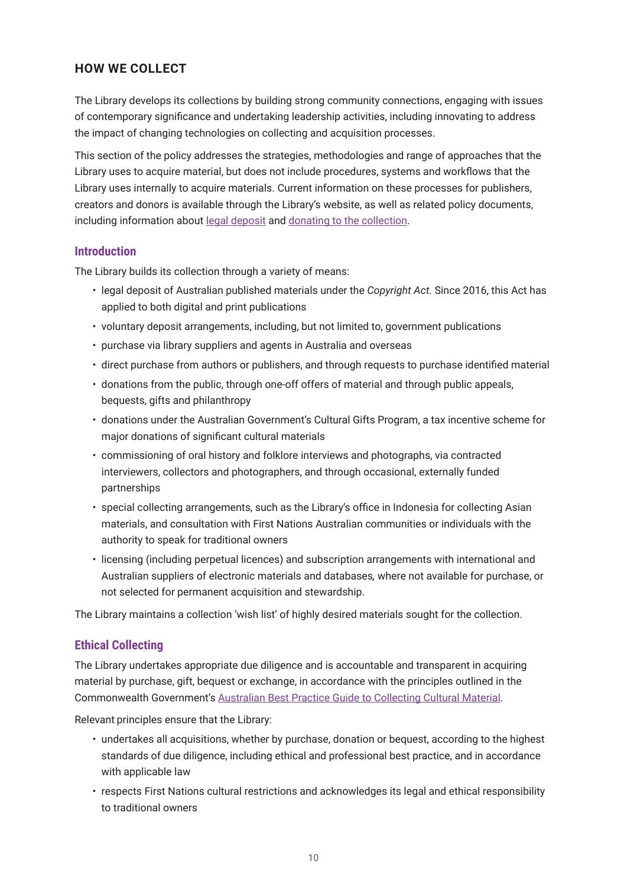## HOW WE COLLECT

The Library develops its collections by building strong community connections, engaging with issues of contemporary significance and undertaking leadership activities, including innovating to address the impact of changing technologies on collecting and acquisition processes.

This section of the policy addresses the strategies, methodologies and range of approaches that the Library uses to acquire material, but does not include procedures, systems and workflows that the Library uses internally to acquire materials. Current information on these processes for publishers, creators and donors is available through the Library's website, as well as related policy documents, including information about legal deposit and donating to the collection.

### Introduction

The Library builds its collection through a variety of means:

- legal deposit of Australian published materials under the *Copyright Act.* Since 2016, this Act has applied to both digital and print publications
- voluntary deposit arrangements, including, but not limited to, government publications
- purchase via library suppliers and agents in Australia and overseas
- direct purchase from authors or publishers, and through requests to purchase identified material
- donations from the public, through one-off offers of material and through public appeals, bequests, gifts and philanthropy
- donations under the Australian Government's Cultural Gifts Program, a tax incentive scheme for major donations of significant cultural materials
- commissioning of oral history and folklore interviews and photographs, via contracted interviewers, collectors and photographers, and through occasional, externally funded partnerships
- special collecting arrangements, such as the Library's office in Indonesia for collecting Asian materials, and consultation with First Nations Australian communities or individuals with the authority to speak for traditional owners
- licensing (including perpetual licences) and subscription arrangements with international and Australian suppliers of electronic materials and databases, where not available for purchase, or not selected for permanent acquisition and stewardship.

The Library maintains a collection 'wish list' of highly desired materials sought for the collection.

### Ethical Collecting

The Library undertakes appropriate due diligence and is accountable and transparent in acquiring material by purchase, gift, bequest or exchange, in accordance with the principles outlined in the Commonwealth Government's Australian Best Practice Guide to Collecting Cultural Material.

Relevant principles ensure that the Library:

- undertakes all acquisitions, whether by purchase, donation or bequest, according to the highest standards of due diligence, including ethical and professional best practice, and in accordance with applicable law
- respects First Nations cultural restrictions and acknowledges its legal and ethical responsibility to traditional owners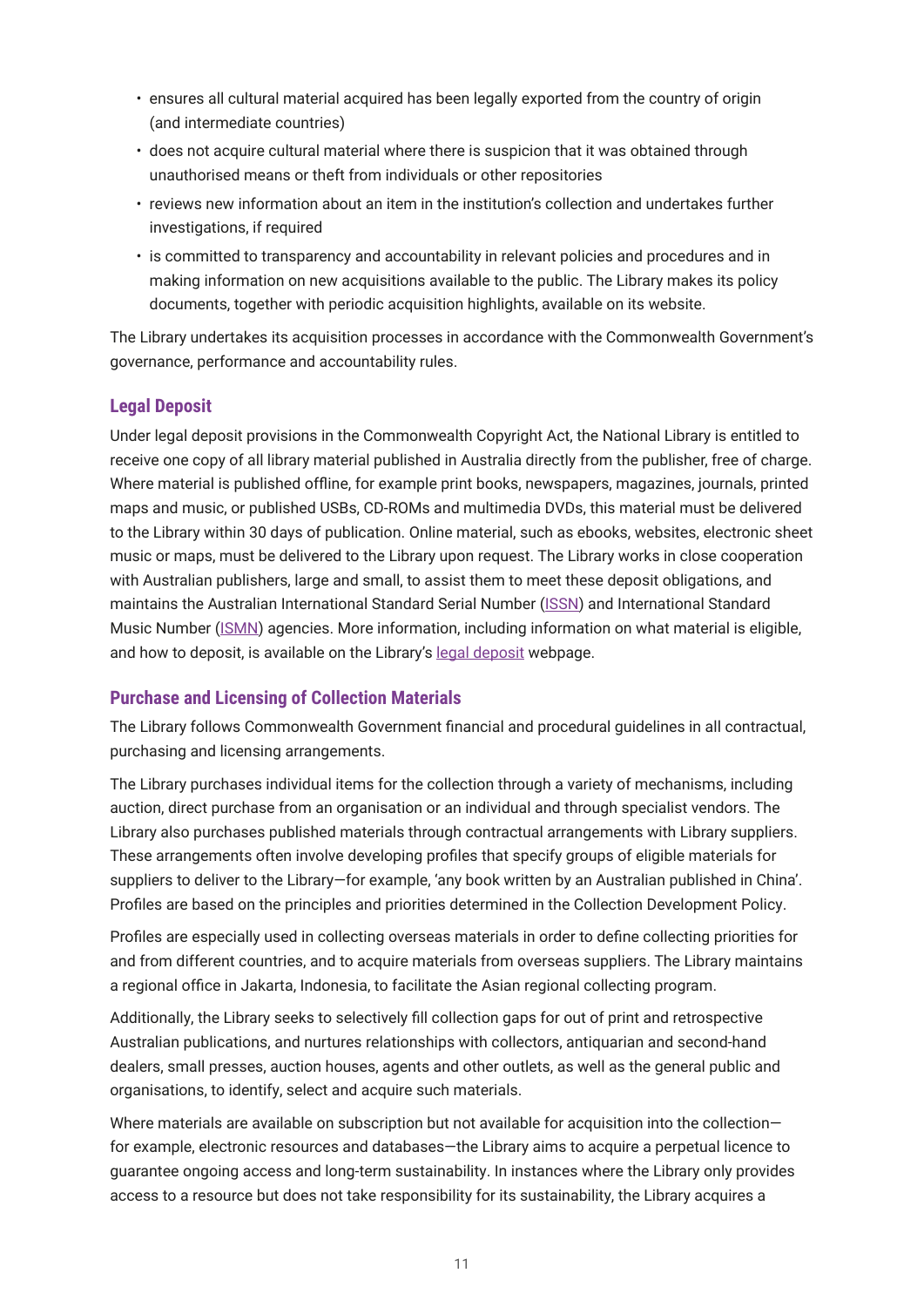- ensures all cultural material acquired has been legally exported from the country of origin (and intermediate countries)
- does not acquire cultural material where there is suspicion that it was obtained through unauthorised means or theft from individuals or other repositories
- reviews new information about an item in the institution's collection and undertakes further investigations, if required
- is committed to transparency and accountability in relevant policies and procedures and in making information on new acquisitions available to the public. The Library makes its policy documents, together with periodic acquisition highlights, available on its website.

The Library undertakes its acquisition processes in accordance with the Commonwealth Government's governance, performance and accountability rules.

### Legal Deposit

Under legal deposit provisions in the Commonwealth Copyright Act, the National Library is entitled to receive one copy of all library material published in Australia directly from the publisher, free of charge. Where material is published offline, for example print books, newspapers, magazines, journals, printed maps and music, or published USBs, CD-ROMs and multimedia DVDs, this material must be delivered to the Library within 30 days of publication. Online material, such as ebooks, websites, electronic sheet music or maps, must be delivered to the Library upon request. The Library works in close cooperation with Australian publishers, large and small, to assist them to meet these deposit obligations, and maintains the Australian International Standard Serial Number (ISSN) and International Standard Music Number (ISMN) agencies. More information, including information on what material is eligible, and how to deposit, is available on the Library's legal deposit webpage.

### Purchase and Licensing of Collection Materials

The Library follows Commonwealth Government financial and procedural guidelines in all contractual, purchasing and licensing arrangements.

The Library purchases individual items for the collection through a variety of mechanisms, including auction, direct purchase from an organisation or an individual and through specialist vendors. The Library also purchases published materials through contractual arrangements with Library suppliers. These arrangements often involve developing profiles that specify groups of eligible materials for suppliers to deliver to the Library—for example, 'any book written by an Australian published in China'. Profiles are based on the principles and priorities determined in the Collection Development Policy.

Profiles are especially used in collecting overseas materials in order to define collecting priorities for and from different countries, and to acquire materials from overseas suppliers. The Library maintains a regional office in Jakarta, Indonesia, to facilitate the Asian regional collecting program.

Additionally, the Library seeks to selectively fill collection gaps for out of print and retrospective Australian publications, and nurtures relationships with collectors, antiquarian and second-hand dealers, small presses, auction houses, agents and other outlets, as well as the general public and organisations, to identify, select and acquire such materials.

Where materials are available on subscription but not available for acquisition into the collection—for example, electronic resources and databases—the Library aims to acquire a perpetual licence to guarantee ongoing access and long-term sustainability. In instances where the Library only provides access to a resource but does not take responsibility for its sustainability, the Library acquires a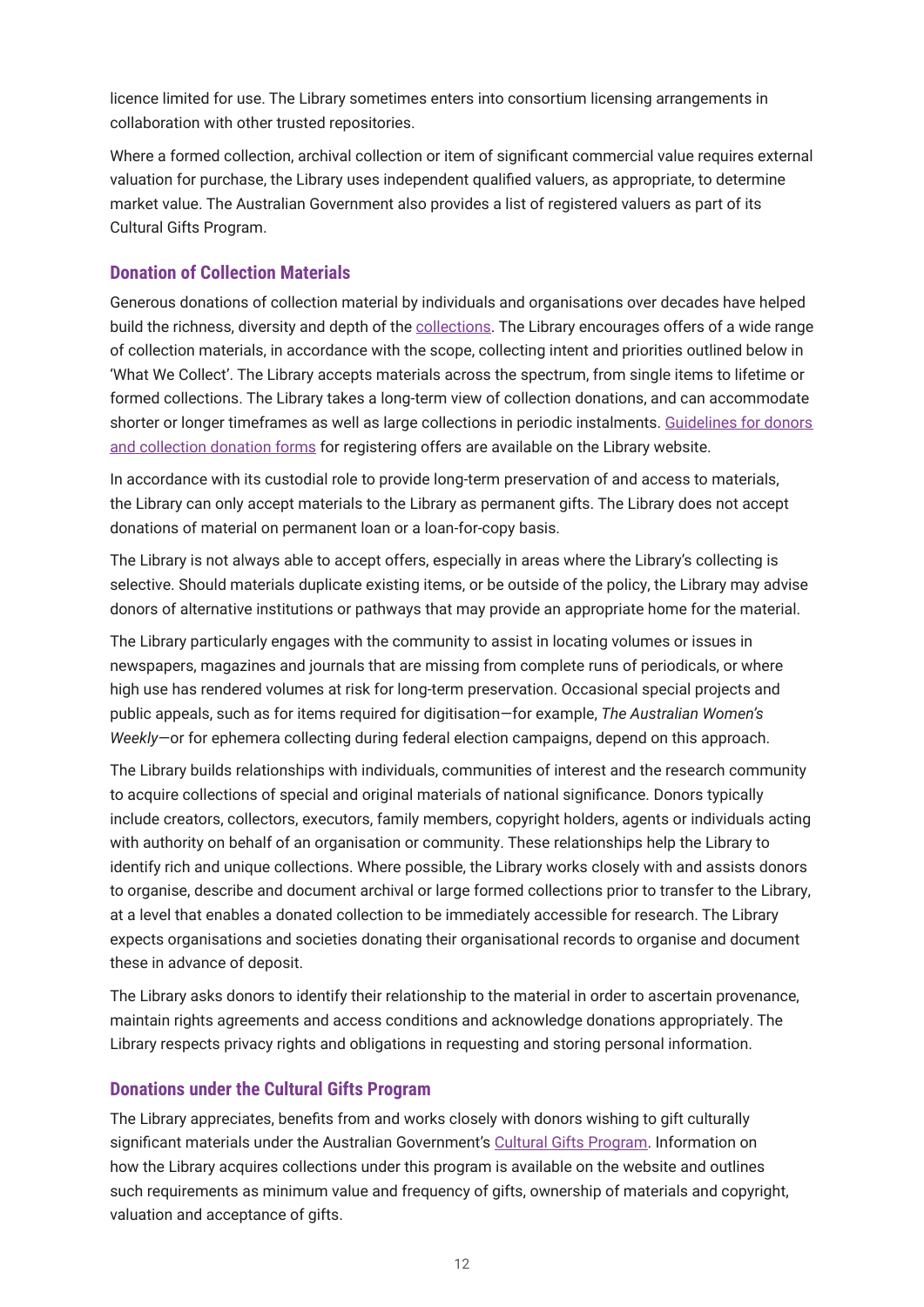licence limited for use. The Library sometimes enters into consortium licensing arrangements in collaboration with other trusted repositories.

Where a formed collection, archival collection or item of significant commercial value requires external valuation for purchase, the Library uses independent qualified valuers, as appropriate, to determine market value. The Australian Government also provides a list of registered valuers as part of its Cultural Gifts Program.

### Donation of Collection Materials

Generous donations of collection material by individuals and organisations over decades have helped build the richness, diversity and depth of the collections. The Library encourages offers of a wide range of collection materials, in accordance with the scope, collecting intent and priorities outlined below in 'What We Collect'. The Library accepts materials across the spectrum, from single items to lifetime or formed collections. The Library takes a long-term view of collection donations, and can accommodate shorter or longer timeframes as well as large collections in periodic instalments. Guidelines for donors and collection donation forms for registering offers are available on the Library website.

In accordance with its custodial role to provide long-term preservation of and access to materials, the Library can only accept materials to the Library as permanent gifts. The Library does not accept donations of material on permanent loan or a loan-for-copy basis.

The Library is not always able to accept offers, especially in areas where the Library's collecting is selective. Should materials duplicate existing items, or be outside of the policy, the Library may advise donors of alternative institutions or pathways that may provide an appropriate home for the material.

The Library particularly engages with the community to assist in locating volumes or issues in newspapers, magazines and journals that are missing from complete runs of periodicals, or where high use has rendered volumes at risk for long-term preservation. Occasional special projects and public appeals, such as for items required for digitisation—for example, *The Australian Women's Weekly*—or for ephemera collecting during federal election campaigns, depend on this approach.

The Library builds relationships with individuals, communities of interest and the research community to acquire collections of special and original materials of national significance. Donors typically include creators, collectors, executors, family members, copyright holders, agents or individuals acting with authority on behalf of an organisation or community. These relationships help the Library to identify rich and unique collections. Where possible, the Library works closely with and assists donors to organise, describe and document archival or large formed collections prior to transfer to the Library, at a level that enables a donated collection to be immediately accessible for research. The Library expects organisations and societies donating their organisational records to organise and document these in advance of deposit.

The Library asks donors to identify their relationship to the material in order to ascertain provenance, maintain rights agreements and access conditions and acknowledge donations appropriately. The Library respects privacy rights and obligations in requesting and storing personal information.

### Donations under the Cultural Gifts Program

The Library appreciates, benefits from and works closely with donors wishing to gift culturally significant materials under the Australian Government's Cultural Gifts Program. Information on how the Library acquires collections under this program is available on the website and outlines such requirements as minimum value and frequency of gifts, ownership of materials and copyright, valuation and acceptance of gifts.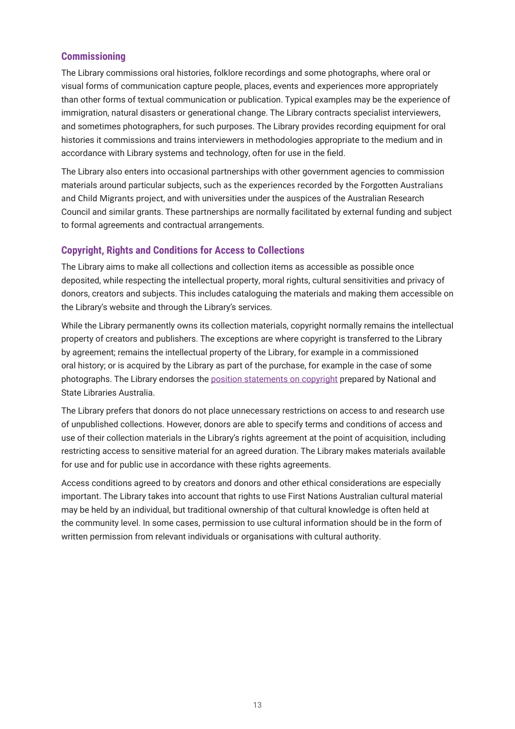## Commissioning

The Library commissions oral histories, folklore recordings and some photographs, where oral or visual forms of communication capture people, places, events and experiences more appropriately than other forms of textual communication or publication. Typical examples may be the experience of immigration, natural disasters or generational change. The Library contracts specialist interviewers, and sometimes photographers, for such purposes. The Library provides recording equipment for oral histories it commissions and trains interviewers in methodologies appropriate to the medium and in accordance with Library systems and technology, often for use in the field.

The Library also enters into occasional partnerships with other government agencies to commission materials around particular subjects, such as the experiences recorded by the Forgotten Australians and Child Migrants project, and with universities under the auspices of the Australian Research Council and similar grants. These partnerships are normally facilitated by external funding and subject to formal agreements and contractual arrangements.

## Copyright, Rights and Conditions for Access to Collections

The Library aims to make all collections and collection items as accessible as possible once deposited, while respecting the intellectual property, moral rights, cultural sensitivities and privacy of donors, creators and subjects. This includes cataloguing the materials and making them accessible on the Library's website and through the Library's services.

While the Library permanently owns its collection materials, copyright normally remains the intellectual property of creators and publishers. The exceptions are where copyright is transferred to the Library by agreement; remains the intellectual property of the Library, for example in a commissioned oral history; or is acquired by the Library as part of the purchase, for example in the case of some photographs. The Library endorses the position statements on copyright prepared by National and State Libraries Australia.

The Library prefers that donors do not place unnecessary restrictions on access to and research use of unpublished collections. However, donors are able to specify terms and conditions of access and use of their collection materials in the Library's rights agreement at the point of acquisition, including restricting access to sensitive material for an agreed duration. The Library makes materials available for use and for public use in accordance with these rights agreements.

Access conditions agreed to by creators and donors and other ethical considerations are especially important. The Library takes into account that rights to use First Nations Australian cultural material may be held by an individual, but traditional ownership of that cultural knowledge is often held at the community level. In some cases, permission to use cultural information should be in the form of written permission from relevant individuals or organisations with cultural authority.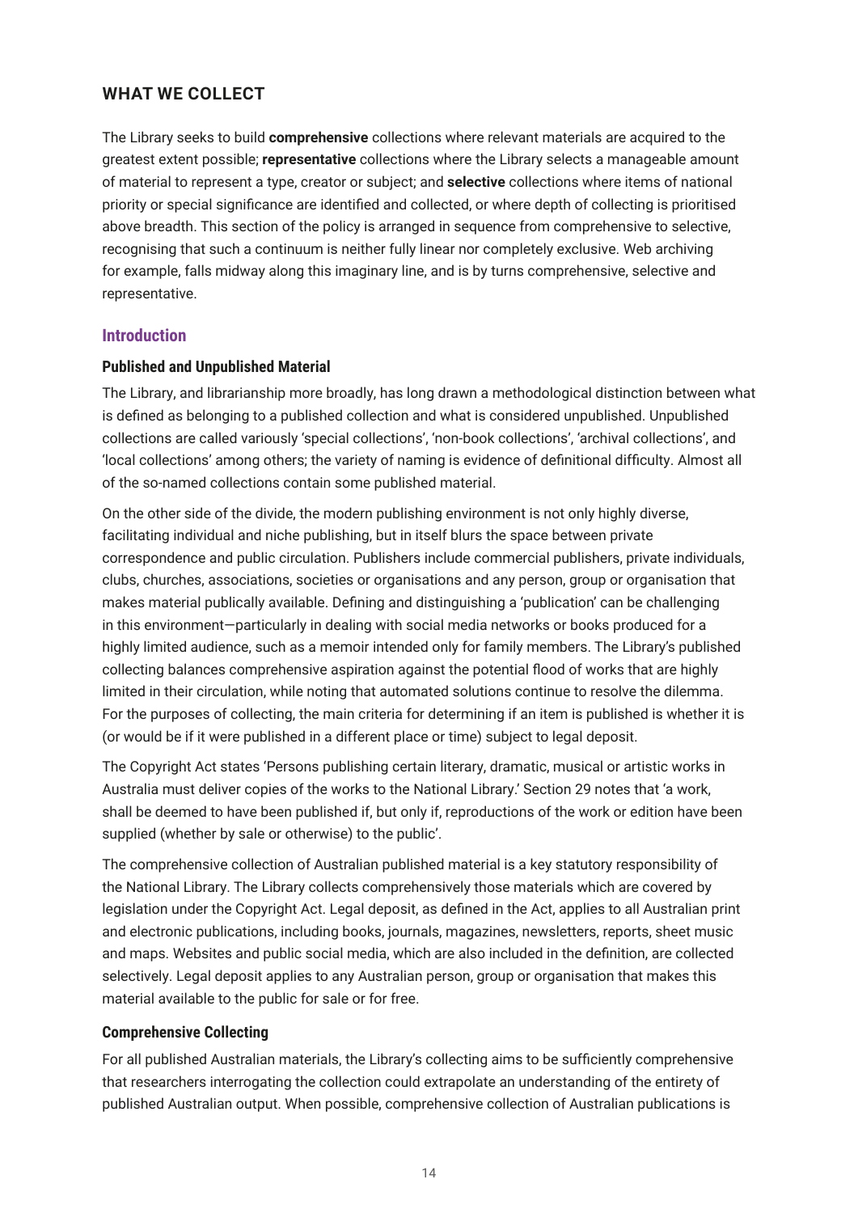## WHAT WE COLLECT

The Library seeks to build **comprehensive** collections where relevant materials are acquired to the greatest extent possible; **representative** collections where the Library selects a manageable amount of material to represent a type, creator or subject; and **selective** collections where items of national priority or special significance are identified and collected, or where depth of collecting is prioritised above breadth. This section of the policy is arranged in sequence from comprehensive to selective, recognising that such a continuum is neither fully linear nor completely exclusive. Web archiving for example, falls midway along this imaginary line, and is by turns comprehensive, selective and representative.

### Introduction

#### Published and Unpublished Material

The Library, and librarianship more broadly, has long drawn a methodological distinction between what is defined as belonging to a published collection and what is considered unpublished. Unpublished collections are called variously 'special collections', 'non-book collections', 'archival collections', and 'local collections' among others; the variety of naming is evidence of definitional difficulty. Almost all of the so-named collections contain some published material.

On the other side of the divide, the modern publishing environment is not only highly diverse, facilitating individual and niche publishing, but in itself blurs the space between private correspondence and public circulation. Publishers include commercial publishers, private individuals, clubs, churches, associations, societies or organisations and any person, group or organisation that makes material publically available. Defining and distinguishing a 'publication' can be challenging in this environment—particularly in dealing with social media networks or books produced for a highly limited audience, such as a memoir intended only for family members. The Library's published collecting balances comprehensive aspiration against the potential flood of works that are highly limited in their circulation, while noting that automated solutions continue to resolve the dilemma. For the purposes of collecting, the main criteria for determining if an item is published is whether it is (or would be if it were published in a different place or time) subject to legal deposit.

The Copyright Act states 'Persons publishing certain literary, dramatic, musical or artistic works in Australia must deliver copies of the works to the National Library.' Section 29 notes that 'a work, shall be deemed to have been published if, but only if, reproductions of the work or edition have been supplied (whether by sale or otherwise) to the public'.

The comprehensive collection of Australian published material is a key statutory responsibility of the National Library. The Library collects comprehensively those materials which are covered by legislation under the Copyright Act. Legal deposit, as defined in the Act, applies to all Australian print and electronic publications, including books, journals, magazines, newsletters, reports, sheet music and maps. Websites and public social media, which are also included in the definition, are collected selectively. Legal deposit applies to any Australian person, group or organisation that makes this material available to the public for sale or for free.

#### Comprehensive Collecting

For all published Australian materials, the Library's collecting aims to be sufficiently comprehensive that researchers interrogating the collection could extrapolate an understanding of the entirety of published Australian output. When possible, comprehensive collection of Australian publications is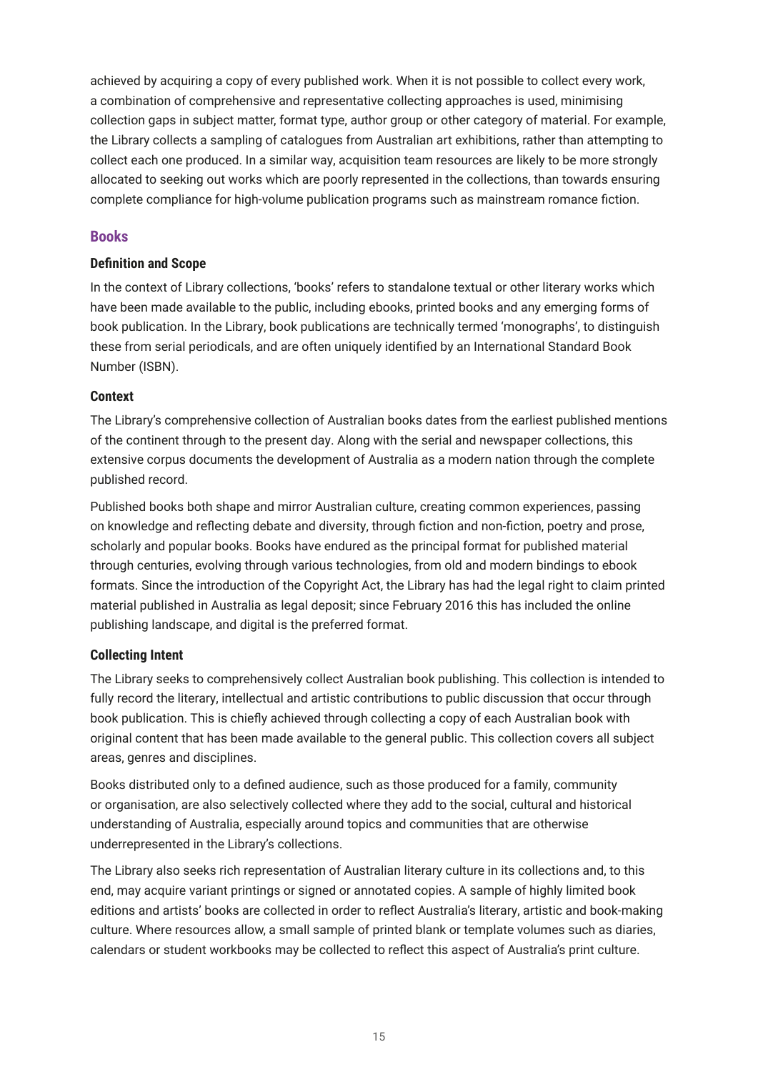achieved by acquiring a copy of every published work. When it is not possible to collect every work, a combination of comprehensive and representative collecting approaches is used, minimising collection gaps in subject matter, format type, author group or other category of material. For example, the Library collects a sampling of catalogues from Australian art exhibitions, rather than attempting to collect each one produced. In a similar way, acquisition team resources are likely to be more strongly allocated to seeking out works which are poorly represented in the collections, than towards ensuring complete compliance for high-volume publication programs such as mainstream romance fiction.

## Books

### Definition and Scope

In the context of Library collections, 'books' refers to standalone textual or other literary works which have been made available to the public, including ebooks, printed books and any emerging forms of book publication. In the Library, book publications are technically termed 'monographs', to distinguish these from serial periodicals, and are often uniquely identified by an International Standard Book Number (ISBN).

### Context

The Library's comprehensive collection of Australian books dates from the earliest published mentions of the continent through to the present day. Along with the serial and newspaper collections, this extensive corpus documents the development of Australia as a modern nation through the complete published record.

Published books both shape and mirror Australian culture, creating common experiences, passing on knowledge and reflecting debate and diversity, through fiction and non-fiction, poetry and prose, scholarly and popular books. Books have endured as the principal format for published material through centuries, evolving through various technologies, from old and modern bindings to ebook formats. Since the introduction of the Copyright Act, the Library has had the legal right to claim printed material published in Australia as legal deposit; since February 2016 this has included the online publishing landscape, and digital is the preferred format.

### Collecting Intent

The Library seeks to comprehensively collect Australian book publishing. This collection is intended to fully record the literary, intellectual and artistic contributions to public discussion that occur through book publication. This is chiefly achieved through collecting a copy of each Australian book with original content that has been made available to the general public. This collection covers all subject areas, genres and disciplines.

Books distributed only to a defined audience, such as those produced for a family, community or organisation, are also selectively collected where they add to the social, cultural and historical understanding of Australia, especially around topics and communities that are otherwise underrepresented in the Library's collections.

The Library also seeks rich representation of Australian literary culture in its collections and, to this end, may acquire variant printings or signed or annotated copies. A sample of highly limited book editions and artists' books are collected in order to reflect Australia's literary, artistic and book-making culture. Where resources allow, a small sample of printed blank or template volumes such as diaries, calendars or student workbooks may be collected to reflect this aspect of Australia's print culture.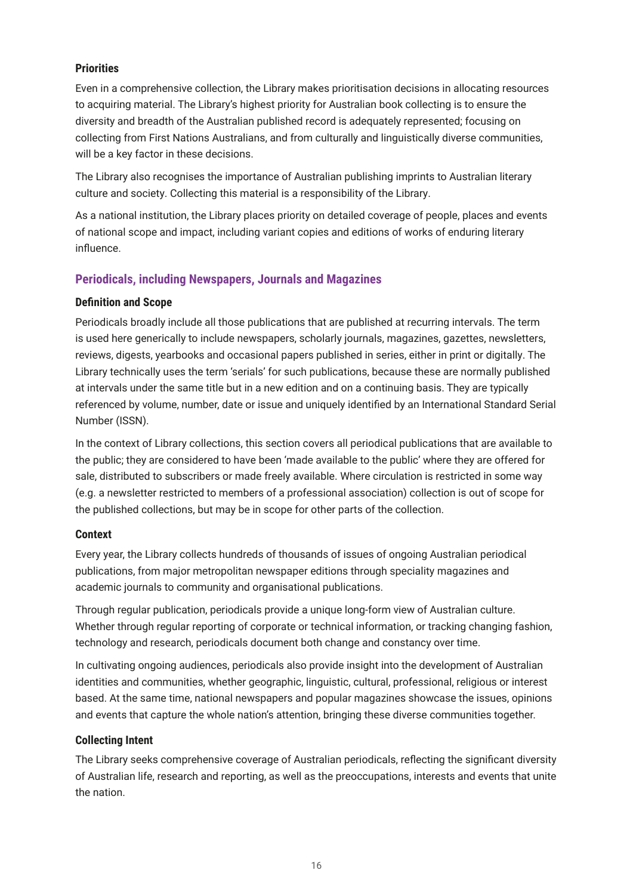#### Priorities

Even in a comprehensive collection, the Library makes prioritisation decisions in allocating resources to acquiring material. The Library's highest priority for Australian book collecting is to ensure the diversity and breadth of the Australian published record is adequately represented; focusing on collecting from First Nations Australians, and from culturally and linguistically diverse communities, will be a key factor in these decisions.

The Library also recognises the importance of Australian publishing imprints to Australian literary culture and society. Collecting this material is a responsibility of the Library.

As a national institution, the Library places priority on detailed coverage of people, places and events of national scope and impact, including variant copies and editions of works of enduring literary influence.

### Periodicals, including Newspapers, Journals and Magazines

#### Definition and Scope

Periodicals broadly include all those publications that are published at recurring intervals. The term is used here generically to include newspapers, scholarly journals, magazines, gazettes, newsletters, reviews, digests, yearbooks and occasional papers published in series, either in print or digitally. The Library technically uses the term 'serials' for such publications, because these are normally published at intervals under the same title but in a new edition and on a continuing basis. They are typically referenced by volume, number, date or issue and uniquely identified by an International Standard Serial Number (ISSN).

In the context of Library collections, this section covers all periodical publications that are available to the public; they are considered to have been 'made available to the public' where they are offered for sale, distributed to subscribers or made freely available. Where circulation is restricted in some way (e.g. a newsletter restricted to members of a professional association) collection is out of scope for the published collections, but may be in scope for other parts of the collection.

#### Context

Every year, the Library collects hundreds of thousands of issues of ongoing Australian periodical publications, from major metropolitan newspaper editions through speciality magazines and academic journals to community and organisational publications.

Through regular publication, periodicals provide a unique long-form view of Australian culture. Whether through regular reporting of corporate or technical information, or tracking changing fashion, technology and research, periodicals document both change and constancy over time.

In cultivating ongoing audiences, periodicals also provide insight into the development of Australian identities and communities, whether geographic, linguistic, cultural, professional, religious or interest based. At the same time, national newspapers and popular magazines showcase the issues, opinions and events that capture the whole nation's attention, bringing these diverse communities together.

#### Collecting Intent

The Library seeks comprehensive coverage of Australian periodicals, reflecting the significant diversity of Australian life, research and reporting, as well as the preoccupations, interests and events that unite the nation.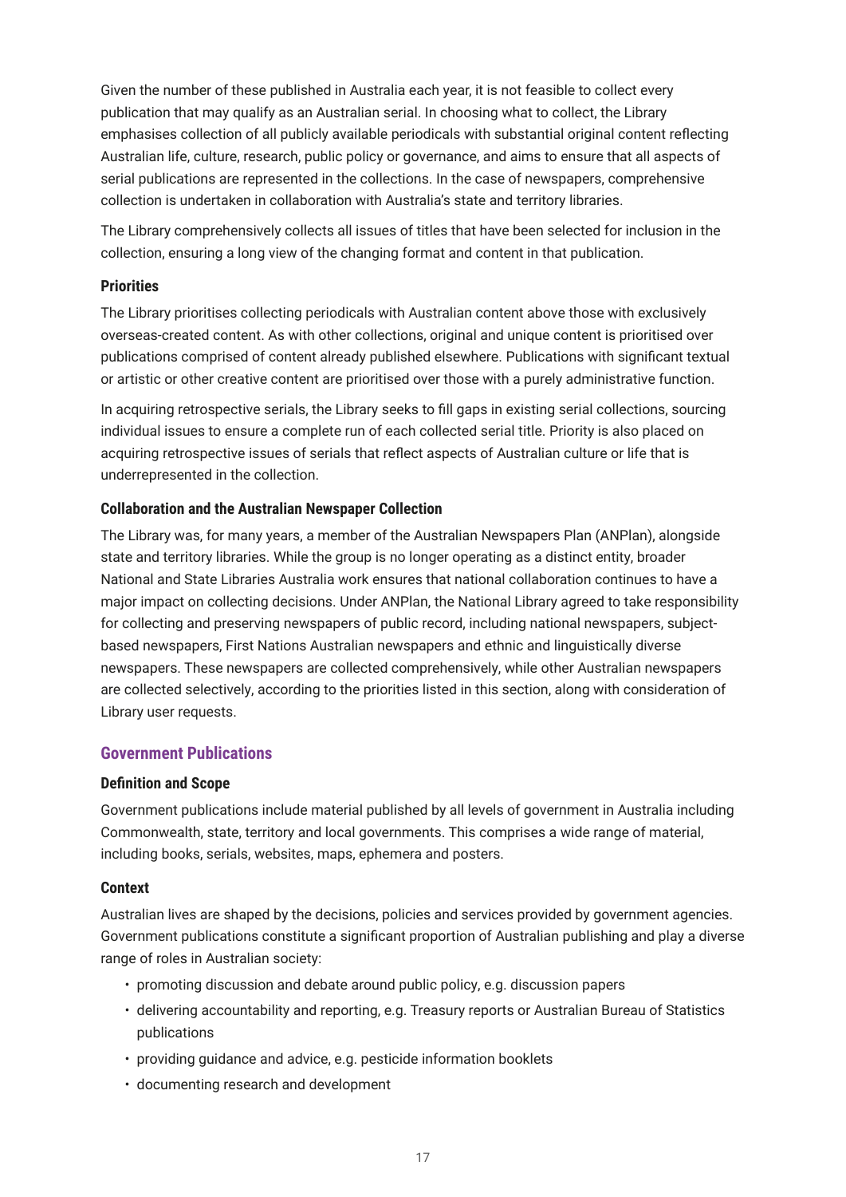Given the number of these published in Australia each year, it is not feasible to collect every publication that may qualify as an Australian serial. In choosing what to collect, the Library emphasises collection of all publicly available periodicals with substantial original content reflecting Australian life, culture, research, public policy or governance, and aims to ensure that all aspects of serial publications are represented in the collections. In the case of newspapers, comprehensive collection is undertaken in collaboration with Australia's state and territory libraries.

The Library comprehensively collects all issues of titles that have been selected for inclusion in the collection, ensuring a long view of the changing format and content in that publication.

### Priorities

The Library prioritises collecting periodicals with Australian content above those with exclusively overseas-created content. As with other collections, original and unique content is prioritised over publications comprised of content already published elsewhere. Publications with significant textual or artistic or other creative content are prioritised over those with a purely administrative function.

In acquiring retrospective serials, the Library seeks to fill gaps in existing serial collections, sourcing individual issues to ensure a complete run of each collected serial title. Priority is also placed on acquiring retrospective issues of serials that reflect aspects of Australian culture or life that is underrepresented in the collection.

### Collaboration and the Australian Newspaper Collection

The Library was, for many years, a member of the Australian Newspapers Plan (ANPlan), alongside state and territory libraries. While the group is no longer operating as a distinct entity, broader National and State Libraries Australia work ensures that national collaboration continues to have a major impact on collecting decisions. Under ANPlan, the National Library agreed to take responsibility for collecting and preserving newspapers of public record, including national newspapers, subject-based newspapers, First Nations Australian newspapers and ethnic and linguistically diverse newspapers. These newspapers are collected comprehensively, while other Australian newspapers are collected selectively, according to the priorities listed in this section, along with consideration of Library user requests.

## Government Publications

### Definition and Scope

Government publications include material published by all levels of government in Australia including Commonwealth, state, territory and local governments. This comprises a wide range of material, including books, serials, websites, maps, ephemera and posters.

### Context

Australian lives are shaped by the decisions, policies and services provided by government agencies. Government publications constitute a significant proportion of Australian publishing and play a diverse range of roles in Australian society:

- promoting discussion and debate around public policy, e.g. discussion papers
- delivering accountability and reporting, e.g. Treasury reports or Australian Bureau of Statistics publications
- providing guidance and advice, e.g. pesticide information booklets
- documenting research and development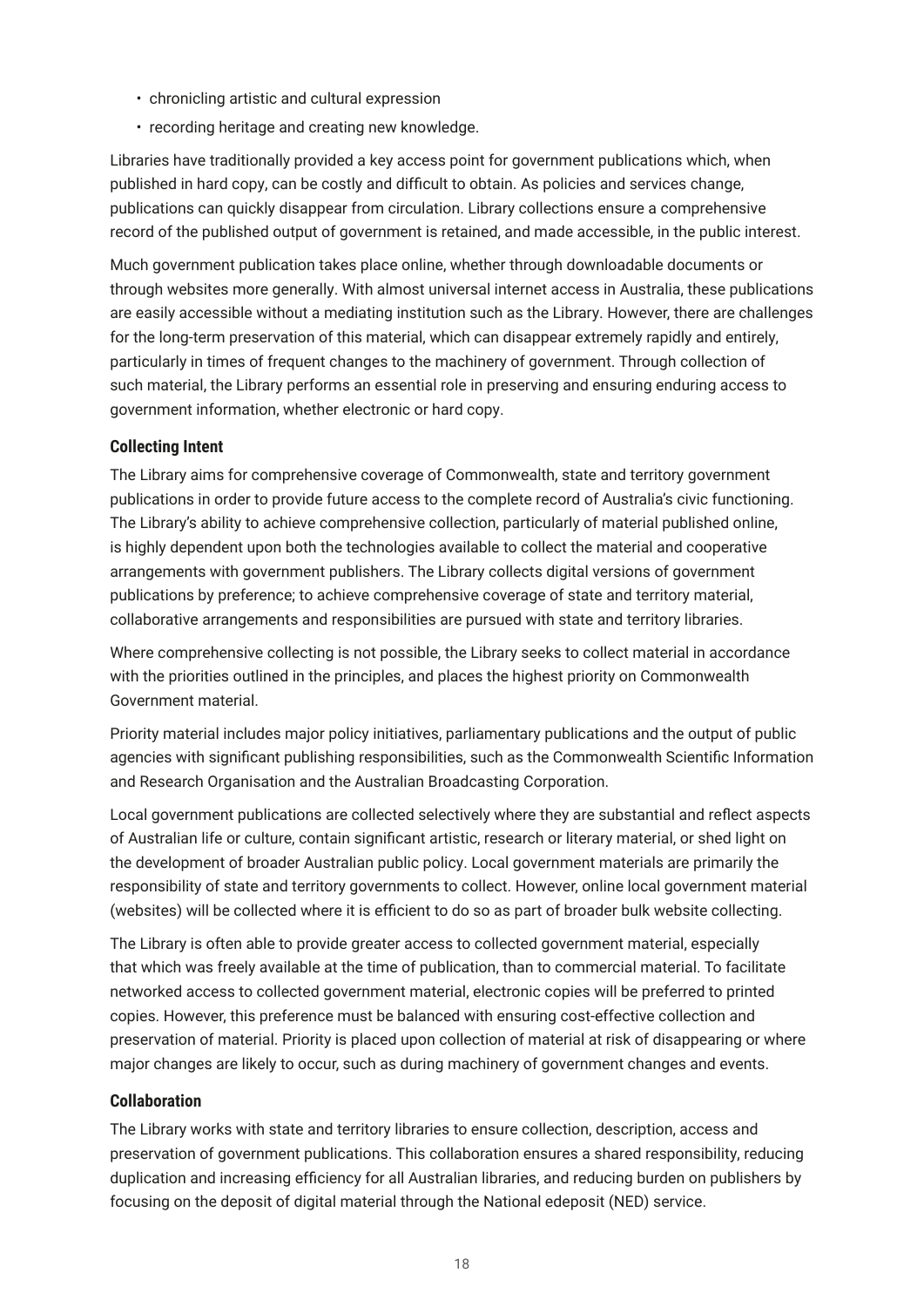- chronicling artistic and cultural expression
- recording heritage and creating new knowledge.

Libraries have traditionally provided a key access point for government publications which, when published in hard copy, can be costly and difficult to obtain. As policies and services change, publications can quickly disappear from circulation. Library collections ensure a comprehensive record of the published output of government is retained, and made accessible, in the public interest.

Much government publication takes place online, whether through downloadable documents or through websites more generally. With almost universal internet access in Australia, these publications are easily accessible without a mediating institution such as the Library. However, there are challenges for the long-term preservation of this material, which can disappear extremely rapidly and entirely, particularly in times of frequent changes to the machinery of government. Through collection of such material, the Library performs an essential role in preserving and ensuring enduring access to government information, whether electronic or hard copy.

**Collecting Intent**

The Library aims for comprehensive coverage of Commonwealth, state and territory government publications in order to provide future access to the complete record of Australia's civic functioning. The Library's ability to achieve comprehensive collection, particularly of material published online, is highly dependent upon both the technologies available to collect the material and cooperative arrangements with government publishers. The Library collects digital versions of government publications by preference; to achieve comprehensive coverage of state and territory material, collaborative arrangements and responsibilities are pursued with state and territory libraries.

Where comprehensive collecting is not possible, the Library seeks to collect material in accordance with the priorities outlined in the principles, and places the highest priority on Commonwealth Government material.

Priority material includes major policy initiatives, parliamentary publications and the output of public agencies with significant publishing responsibilities, such as the Commonwealth Scientific Information and Research Organisation and the Australian Broadcasting Corporation.

Local government publications are collected selectively where they are substantial and reflect aspects of Australian life or culture, contain significant artistic, research or literary material, or shed light on the development of broader Australian public policy. Local government materials are primarily the responsibility of state and territory governments to collect. However, online local government material (websites) will be collected where it is efficient to do so as part of broader bulk website collecting.

The Library is often able to provide greater access to collected government material, especially that which was freely available at the time of publication, than to commercial material. To facilitate networked access to collected government material, electronic copies will be preferred to printed copies. However, this preference must be balanced with ensuring cost-effective collection and preservation of material. Priority is placed upon collection of material at risk of disappearing or where major changes are likely to occur, such as during machinery of government changes and events.

**Collaboration**

The Library works with state and territory libraries to ensure collection, description, access and preservation of government publications. This collaboration ensures a shared responsibility, reducing duplication and increasing efficiency for all Australian libraries, and reducing burden on publishers by focusing on the deposit of digital material through the National edeposit (NED) service.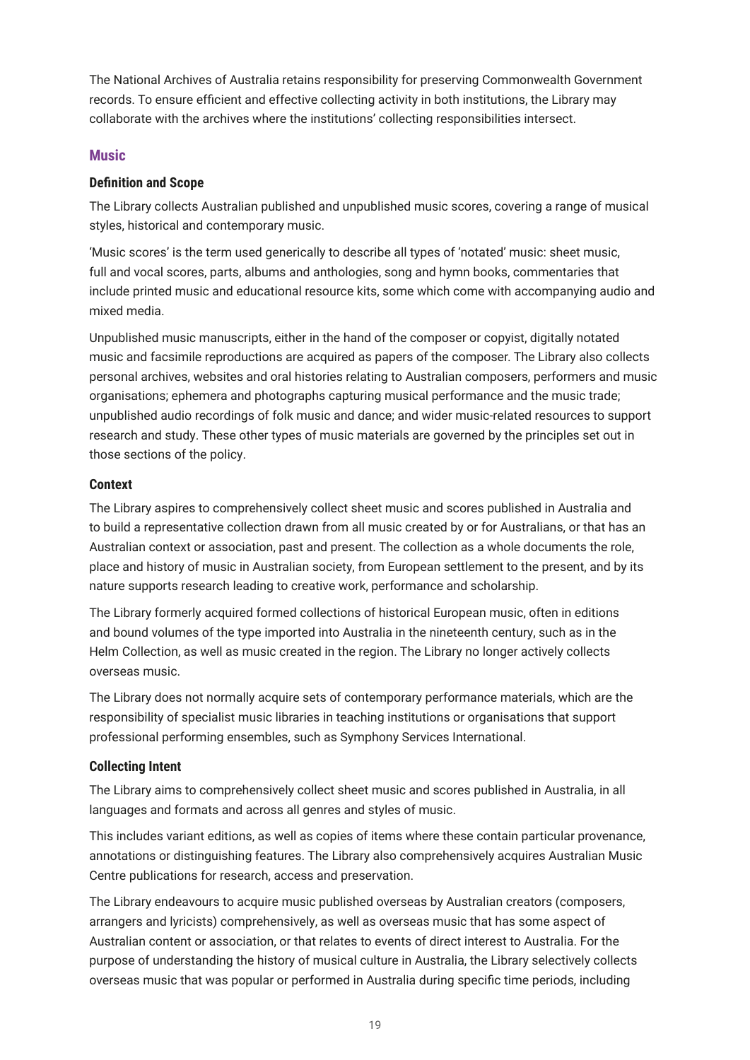The National Archives of Australia retains responsibility for preserving Commonwealth Government records. To ensure efficient and effective collecting activity in both institutions, the Library may collaborate with the archives where the institutions' collecting responsibilities intersect.

## Music

### Definition and Scope

The Library collects Australian published and unpublished music scores, covering a range of musical styles, historical and contemporary music.

'Music scores' is the term used generically to describe all types of 'notated' music: sheet music, full and vocal scores, parts, albums and anthologies, song and hymn books, commentaries that include printed music and educational resource kits, some which come with accompanying audio and mixed media.

Unpublished music manuscripts, either in the hand of the composer or copyist, digitally notated music and facsimile reproductions are acquired as papers of the composer. The Library also collects personal archives, websites and oral histories relating to Australian composers, performers and music organisations; ephemera and photographs capturing musical performance and the music trade; unpublished audio recordings of folk music and dance; and wider music-related resources to support research and study. These other types of music materials are governed by the principles set out in those sections of the policy.

### Context

The Library aspires to comprehensively collect sheet music and scores published in Australia and to build a representative collection drawn from all music created by or for Australians, or that has an Australian context or association, past and present. The collection as a whole documents the role, place and history of music in Australian society, from European settlement to the present, and by its nature supports research leading to creative work, performance and scholarship.

The Library formerly acquired formed collections of historical European music, often in editions and bound volumes of the type imported into Australia in the nineteenth century, such as in the Helm Collection, as well as music created in the region. The Library no longer actively collects overseas music.

The Library does not normally acquire sets of contemporary performance materials, which are the responsibility of specialist music libraries in teaching institutions or organisations that support professional performing ensembles, such as Symphony Services International.

### Collecting Intent

The Library aims to comprehensively collect sheet music and scores published in Australia, in all languages and formats and across all genres and styles of music.

This includes variant editions, as well as copies of items where these contain particular provenance, annotations or distinguishing features. The Library also comprehensively acquires Australian Music Centre publications for research, access and preservation.

The Library endeavours to acquire music published overseas by Australian creators (composers, arrangers and lyricists) comprehensively, as well as overseas music that has some aspect of Australian content or association, or that relates to events of direct interest to Australia. For the purpose of understanding the history of musical culture in Australia, the Library selectively collects overseas music that was popular or performed in Australia during specific time periods, including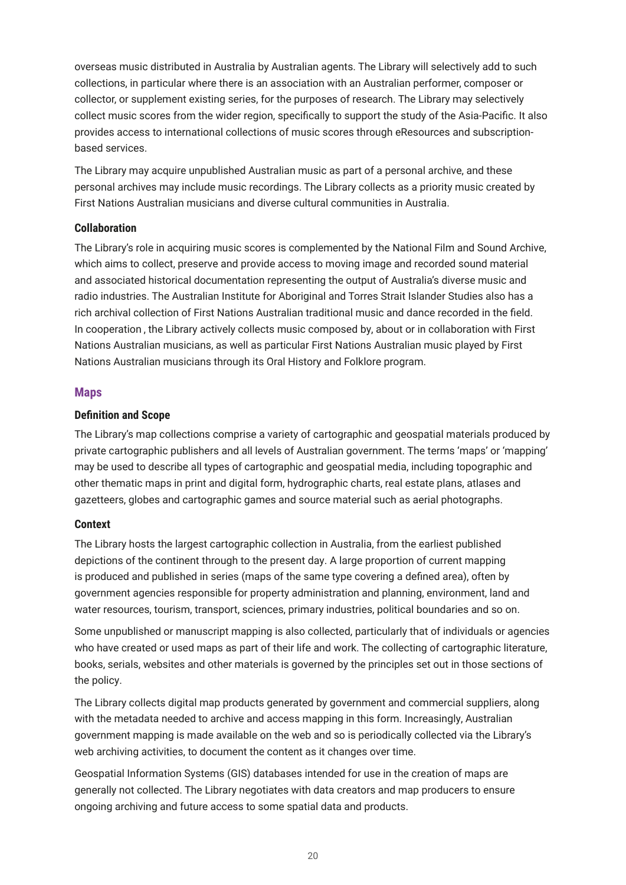overseas music distributed in Australia by Australian agents. The Library will selectively add to such collections, in particular where there is an association with an Australian performer, composer or collector, or supplement existing series, for the purposes of research. The Library may selectively collect music scores from the wider region, specifically to support the study of the Asia-Pacific. It also provides access to international collections of music scores through eResources and subscription-based services.

The Library may acquire unpublished Australian music as part of a personal archive, and these personal archives may include music recordings. The Library collects as a priority music created by First Nations Australian musicians and diverse cultural communities in Australia.

#### Collaboration

The Library's role in acquiring music scores is complemented by the National Film and Sound Archive, which aims to collect, preserve and provide access to moving image and recorded sound material and associated historical documentation representing the output of Australia's diverse music and radio industries. The Australian Institute for Aboriginal and Torres Strait Islander Studies also has a rich archival collection of First Nations Australian traditional music and dance recorded in the field. In cooperation , the Library actively collects music composed by, about or in collaboration with First Nations Australian musicians, as well as particular First Nations Australian music played by First Nations Australian musicians through its Oral History and Folklore program.

### Maps

#### Definition and Scope

The Library's map collections comprise a variety of cartographic and geospatial materials produced by private cartographic publishers and all levels of Australian government. The terms 'maps' or 'mapping' may be used to describe all types of cartographic and geospatial media, including topographic and other thematic maps in print and digital form, hydrographic charts, real estate plans, atlases and gazetteers, globes and cartographic games and source material such as aerial photographs.

#### Context

The Library hosts the largest cartographic collection in Australia, from the earliest published depictions of the continent through to the present day. A large proportion of current mapping is produced and published in series (maps of the same type covering a defined area), often by government agencies responsible for property administration and planning, environment, land and water resources, tourism, transport, sciences, primary industries, political boundaries and so on.

Some unpublished or manuscript mapping is also collected, particularly that of individuals or agencies who have created or used maps as part of their life and work. The collecting of cartographic literature, books, serials, websites and other materials is governed by the principles set out in those sections of the policy.

The Library collects digital map products generated by government and commercial suppliers, along with the metadata needed to archive and access mapping in this form. Increasingly, Australian government mapping is made available on the web and so is periodically collected via the Library's web archiving activities, to document the content as it changes over time.

Geospatial Information Systems (GIS) databases intended for use in the creation of maps are generally not collected. The Library negotiates with data creators and map producers to ensure ongoing archiving and future access to some spatial data and products.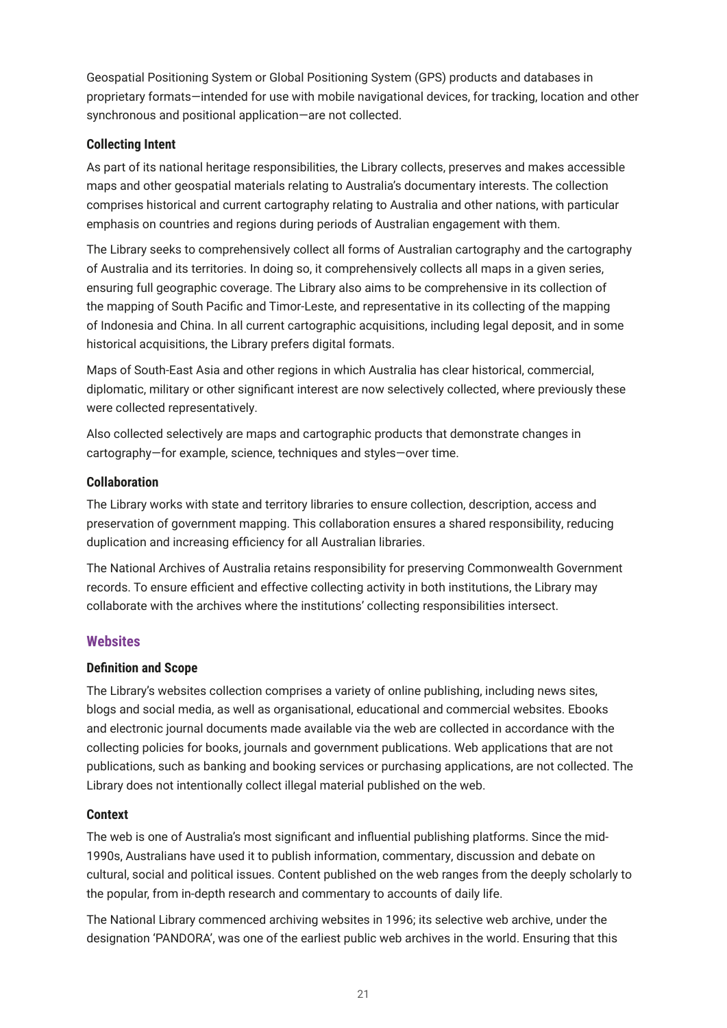Geospatial Positioning System or Global Positioning System (GPS) products and databases in proprietary formats—intended for use with mobile navigational devices, for tracking, location and other synchronous and positional application—are not collected.

### Collecting Intent

As part of its national heritage responsibilities, the Library collects, preserves and makes accessible maps and other geospatial materials relating to Australia's documentary interests. The collection comprises historical and current cartography relating to Australia and other nations, with particular emphasis on countries and regions during periods of Australian engagement with them.

The Library seeks to comprehensively collect all forms of Australian cartography and the cartography of Australia and its territories. In doing so, it comprehensively collects all maps in a given series, ensuring full geographic coverage. The Library also aims to be comprehensive in its collection of the mapping of South Pacific and Timor-Leste, and representative in its collecting of the mapping of Indonesia and China. In all current cartographic acquisitions, including legal deposit, and in some historical acquisitions, the Library prefers digital formats.

Maps of South-East Asia and other regions in which Australia has clear historical, commercial, diplomatic, military or other significant interest are now selectively collected, where previously these were collected representatively.

Also collected selectively are maps and cartographic products that demonstrate changes in cartography—for example, science, techniques and styles—over time.

### Collaboration

The Library works with state and territory libraries to ensure collection, description, access and preservation of government mapping. This collaboration ensures a shared responsibility, reducing duplication and increasing efficiency for all Australian libraries.

The National Archives of Australia retains responsibility for preserving Commonwealth Government records. To ensure efficient and effective collecting activity in both institutions, the Library may collaborate with the archives where the institutions' collecting responsibilities intersect.

## Websites

### Definition and Scope

The Library's websites collection comprises a variety of online publishing, including news sites, blogs and social media, as well as organisational, educational and commercial websites. Ebooks and electronic journal documents made available via the web are collected in accordance with the collecting policies for books, journals and government publications. Web applications that are not publications, such as banking and booking services or purchasing applications, are not collected. The Library does not intentionally collect illegal material published on the web.

### Context

The web is one of Australia's most significant and influential publishing platforms. Since the mid-1990s, Australians have used it to publish information, commentary, discussion and debate on cultural, social and political issues. Content published on the web ranges from the deeply scholarly to the popular, from in-depth research and commentary to accounts of daily life.

The National Library commenced archiving websites in 1996; its selective web archive, under the designation 'PANDORA', was one of the earliest public web archives in the world. Ensuring that this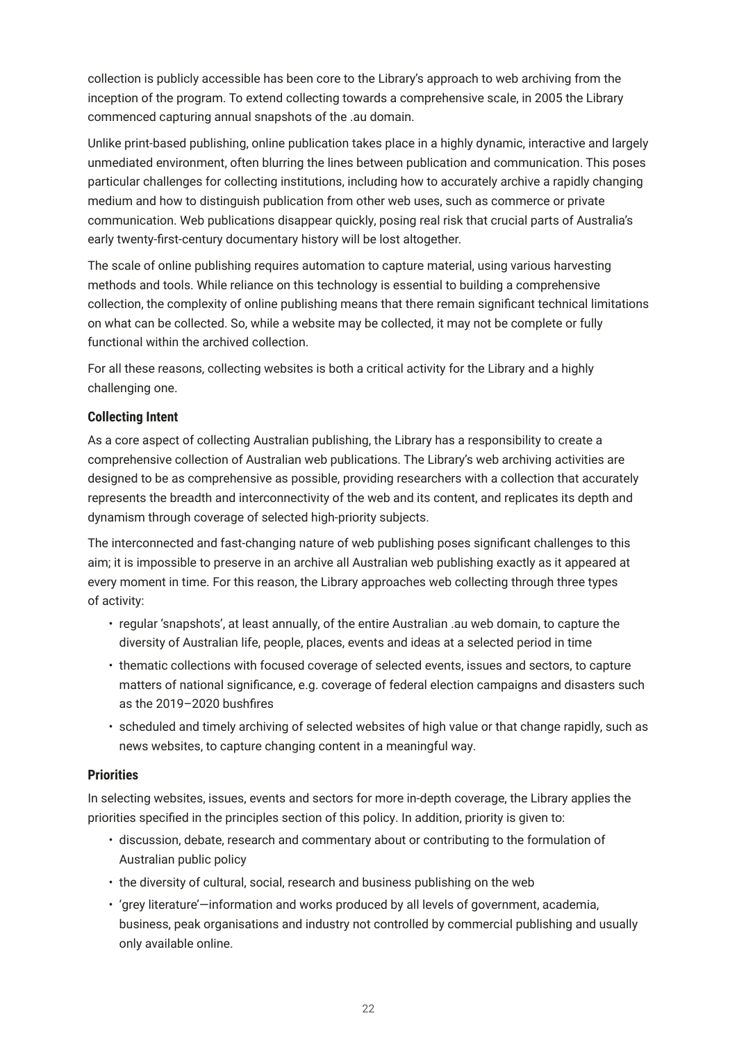collection is publicly accessible has been core to the Library's approach to web archiving from the inception of the program. To extend collecting towards a comprehensive scale, in 2005 the Library commenced capturing annual snapshots of the .au domain.

Unlike print-based publishing, online publication takes place in a highly dynamic, interactive and largely unmediated environment, often blurring the lines between publication and communication. This poses particular challenges for collecting institutions, including how to accurately archive a rapidly changing medium and how to distinguish publication from other web uses, such as commerce or private communication. Web publications disappear quickly, posing real risk that crucial parts of Australia's early twenty-first-century documentary history will be lost altogether.

The scale of online publishing requires automation to capture material, using various harvesting methods and tools. While reliance on this technology is essential to building a comprehensive collection, the complexity of online publishing means that there remain significant technical limitations on what can be collected. So, while a website may be collected, it may not be complete or fully functional within the archived collection.

For all these reasons, collecting websites is both a critical activity for the Library and a highly challenging one.

### Collecting Intent

As a core aspect of collecting Australian publishing, the Library has a responsibility to create a comprehensive collection of Australian web publications. The Library's web archiving activities are designed to be as comprehensive as possible, providing researchers with a collection that accurately represents the breadth and interconnectivity of the web and its content, and replicates its depth and dynamism through coverage of selected high-priority subjects.

The interconnected and fast-changing nature of web publishing poses significant challenges to this aim; it is impossible to preserve in an archive all Australian web publishing exactly as it appeared at every moment in time. For this reason, the Library approaches web collecting through three types of activity:

- regular 'snapshots', at least annually, of the entire Australian .au web domain, to capture the diversity of Australian life, people, places, events and ideas at a selected period in time
- thematic collections with focused coverage of selected events, issues and sectors, to capture matters of national significance, e.g. coverage of federal election campaigns and disasters such as the 2019–2020 bushfires
- scheduled and timely archiving of selected websites of high value or that change rapidly, such as news websites, to capture changing content in a meaningful way.

### Priorities

In selecting websites, issues, events and sectors for more in-depth coverage, the Library applies the priorities specified in the principles section of this policy. In addition, priority is given to:

- discussion, debate, research and commentary about or contributing to the formulation of Australian public policy
- the diversity of cultural, social, research and business publishing on the web
- 'grey literature'—information and works produced by all levels of government, academia, business, peak organisations and industry not controlled by commercial publishing and usually only available online.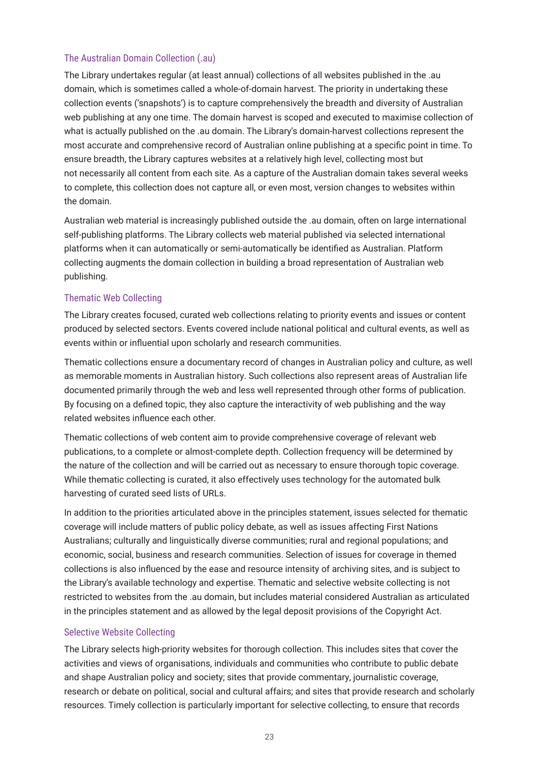### The Australian Domain Collection (.au)

The Library undertakes regular (at least annual) collections of all websites published in the .au domain, which is sometimes called a whole-of-domain harvest. The priority in undertaking these collection events ('snapshots') is to capture comprehensively the breadth and diversity of Australian web publishing at any one time. The domain harvest is scoped and executed to maximise collection of what is actually published on the .au domain. The Library's domain-harvest collections represent the most accurate and comprehensive record of Australian online publishing at a specific point in time. To ensure breadth, the Library captures websites at a relatively high level, collecting most but not necessarily all content from each site. As a capture of the Australian domain takes several weeks to complete, this collection does not capture all, or even most, version changes to websites within the domain.

Australian web material is increasingly published outside the .au domain, often on large international self-publishing platforms. The Library collects web material published via selected international platforms when it can automatically or semi-automatically be identified as Australian. Platform collecting augments the domain collection in building a broad representation of Australian web publishing.

### Thematic Web Collecting

The Library creates focused, curated web collections relating to priority events and issues or content produced by selected sectors. Events covered include national political and cultural events, as well as events within or influential upon scholarly and research communities.

Thematic collections ensure a documentary record of changes in Australian policy and culture, as well as memorable moments in Australian history. Such collections also represent areas of Australian life documented primarily through the web and less well represented through other forms of publication. By focusing on a defined topic, they also capture the interactivity of web publishing and the way related websites influence each other.

Thematic collections of web content aim to provide comprehensive coverage of relevant web publications, to a complete or almost-complete depth. Collection frequency will be determined by the nature of the collection and will be carried out as necessary to ensure thorough topic coverage. While thematic collecting is curated, it also effectively uses technology for the automated bulk harvesting of curated seed lists of URLs.

In addition to the priorities articulated above in the principles statement, issues selected for thematic coverage will include matters of public policy debate, as well as issues affecting First Nations Australians; culturally and linguistically diverse communities; rural and regional populations; and economic, social, business and research communities. Selection of issues for coverage in themed collections is also influenced by the ease and resource intensity of archiving sites, and is subject to the Library's available technology and expertise. Thematic and selective website collecting is not restricted to websites from the .au domain, but includes material considered Australian as articulated in the principles statement and as allowed by the legal deposit provisions of the Copyright Act.

### Selective Website Collecting

The Library selects high-priority websites for thorough collection. This includes sites that cover the activities and views of organisations, individuals and communities who contribute to public debate and shape Australian policy and society; sites that provide commentary, journalistic coverage, research or debate on political, social and cultural affairs; and sites that provide research and scholarly resources. Timely collection is particularly important for selective collecting, to ensure that records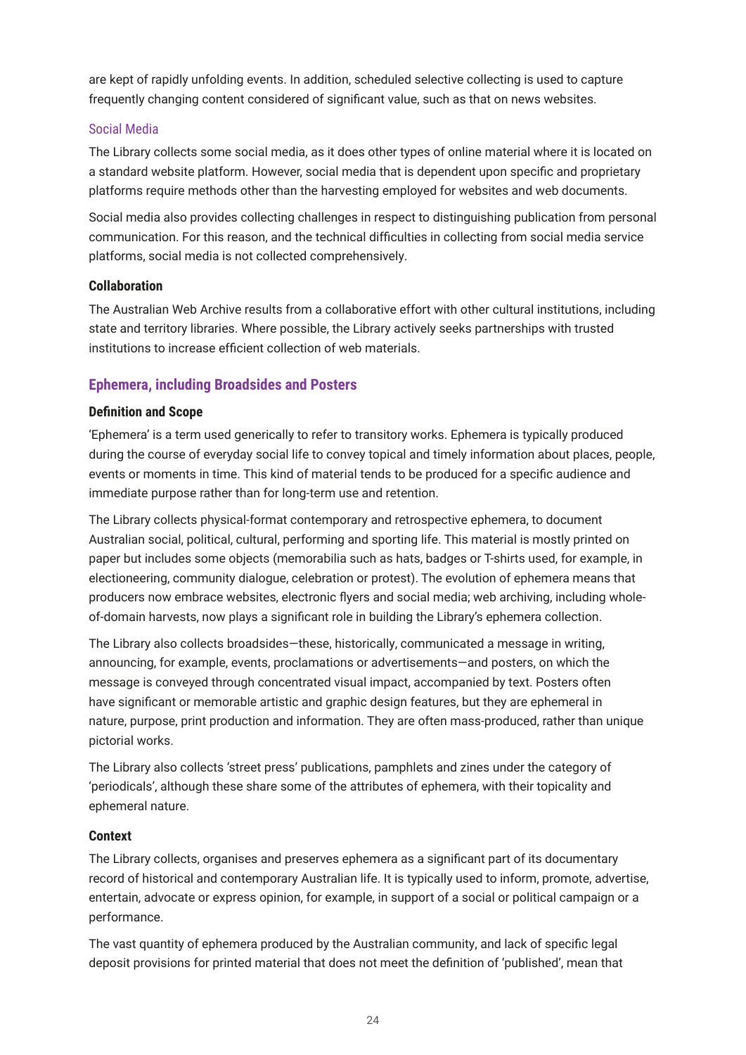are kept of rapidly unfolding events. In addition, scheduled selective collecting is used to capture frequently changing content considered of significant value, such as that on news websites.

#### Social Media

The Library collects some social media, as it does other types of online material where it is located on a standard website platform. However, social media that is dependent upon specific and proprietary platforms require methods other than the harvesting employed for websites and web documents.

Social media also provides collecting challenges in respect to distinguishing publication from personal communication. For this reason, and the technical difficulties in collecting from social media service platforms, social media is not collected comprehensively.

### Collaboration

The Australian Web Archive results from a collaborative effort with other cultural institutions, including state and territory libraries. Where possible, the Library actively seeks partnerships with trusted institutions to increase efficient collection of web materials.

## Ephemera, including Broadsides and Posters

### Definition and Scope

'Ephemera' is a term used generically to refer to transitory works. Ephemera is typically produced during the course of everyday social life to convey topical and timely information about places, people, events or moments in time. This kind of material tends to be produced for a specific audience and immediate purpose rather than for long-term use and retention.

The Library collects physical-format contemporary and retrospective ephemera, to document Australian social, political, cultural, performing and sporting life. This material is mostly printed on paper but includes some objects (memorabilia such as hats, badges or T-shirts used, for example, in electioneering, community dialogue, celebration or protest). The evolution of ephemera means that producers now embrace websites, electronic flyers and social media; web archiving, including whole-of-domain harvests, now plays a significant role in building the Library's ephemera collection.

The Library also collects broadsides—these, historically, communicated a message in writing, announcing, for example, events, proclamations or advertisements—and posters, on which the message is conveyed through concentrated visual impact, accompanied by text. Posters often have significant or memorable artistic and graphic design features, but they are ephemeral in nature, purpose, print production and information. They are often mass-produced, rather than unique pictorial works.

The Library also collects 'street press' publications, pamphlets and zines under the category of 'periodicals', although these share some of the attributes of ephemera, with their topicality and ephemeral nature.

### Context

The Library collects, organises and preserves ephemera as a significant part of its documentary record of historical and contemporary Australian life. It is typically used to inform, promote, advertise, entertain, advocate or express opinion, for example, in support of a social or political campaign or a performance.

The vast quantity of ephemera produced by the Australian community, and lack of specific legal deposit provisions for printed material that does not meet the definition of 'published', mean that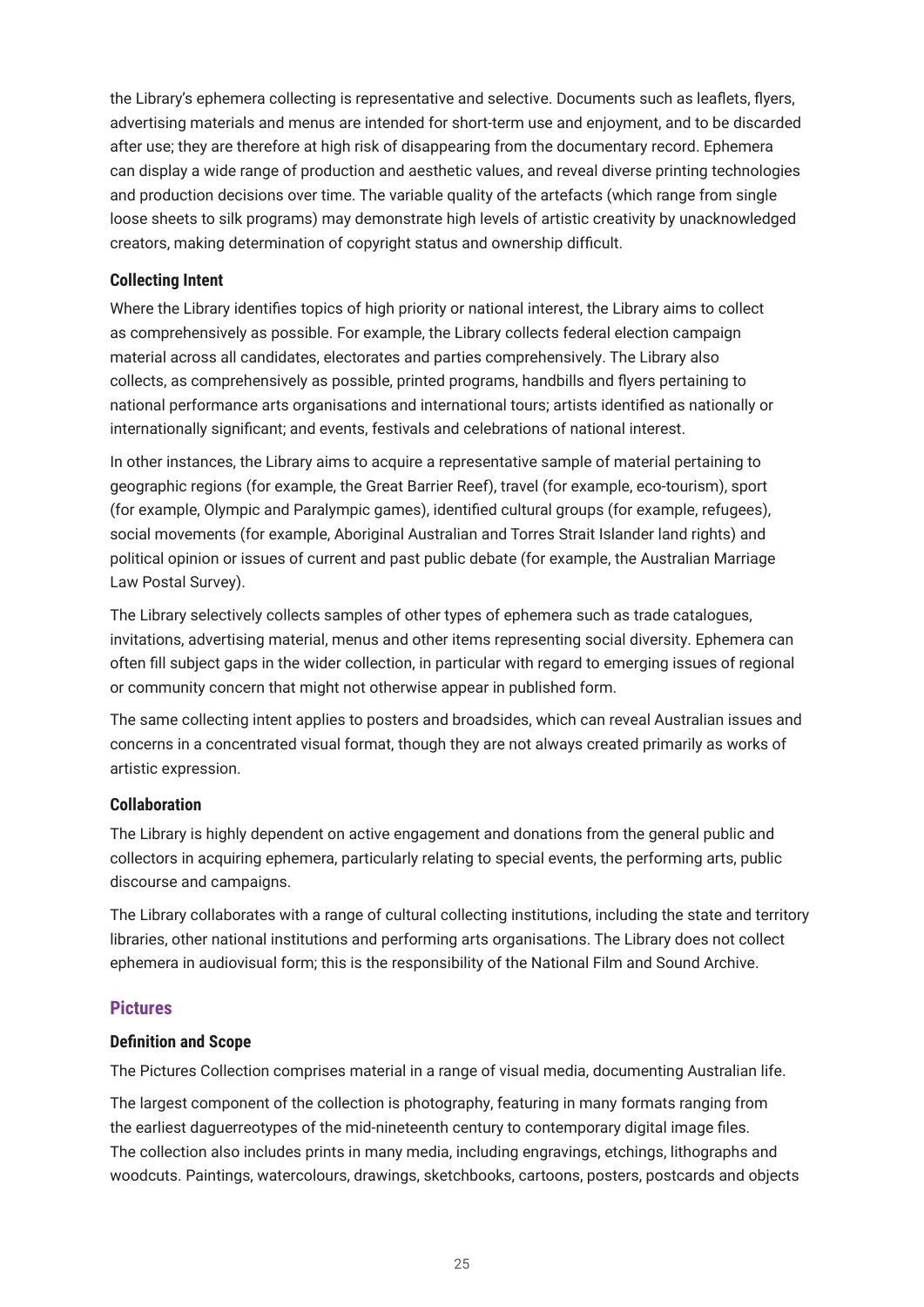the Library's ephemera collecting is representative and selective. Documents such as leaflets, flyers, advertising materials and menus are intended for short-term use and enjoyment, and to be discarded after use; they are therefore at high risk of disappearing from the documentary record. Ephemera can display a wide range of production and aesthetic values, and reveal diverse printing technologies and production decisions over time. The variable quality of the artefacts (which range from single loose sheets to silk programs) may demonstrate high levels of artistic creativity by unacknowledged creators, making determination of copyright status and ownership difficult.

### Collecting Intent

Where the Library identifies topics of high priority or national interest, the Library aims to collect as comprehensively as possible. For example, the Library collects federal election campaign material across all candidates, electorates and parties comprehensively. The Library also collects, as comprehensively as possible, printed programs, handbills and flyers pertaining to national performance arts organisations and international tours; artists identified as nationally or internationally significant; and events, festivals and celebrations of national interest.

In other instances, the Library aims to acquire a representative sample of material pertaining to geographic regions (for example, the Great Barrier Reef), travel (for example, eco-tourism), sport (for example, Olympic and Paralympic games), identified cultural groups (for example, refugees), social movements (for example, Aboriginal Australian and Torres Strait Islander land rights) and political opinion or issues of current and past public debate (for example, the Australian Marriage Law Postal Survey).

The Library selectively collects samples of other types of ephemera such as trade catalogues, invitations, advertising material, menus and other items representing social diversity. Ephemera can often fill subject gaps in the wider collection, in particular with regard to emerging issues of regional or community concern that might not otherwise appear in published form.

The same collecting intent applies to posters and broadsides, which can reveal Australian issues and concerns in a concentrated visual format, though they are not always created primarily as works of artistic expression.

### Collaboration

The Library is highly dependent on active engagement and donations from the general public and collectors in acquiring ephemera, particularly relating to special events, the performing arts, public discourse and campaigns.

The Library collaborates with a range of cultural collecting institutions, including the state and territory libraries, other national institutions and performing arts organisations. The Library does not collect ephemera in audiovisual form; this is the responsibility of the National Film and Sound Archive.

## Pictures

### Definition and Scope

The Pictures Collection comprises material in a range of visual media, documenting Australian life.

The largest component of the collection is photography, featuring in many formats ranging from the earliest daguerreotypes of the mid-nineteenth century to contemporary digital image files. The collection also includes prints in many media, including engravings, etchings, lithographs and woodcuts. Paintings, watercolours, drawings, sketchbooks, cartoons, posters, postcards and objects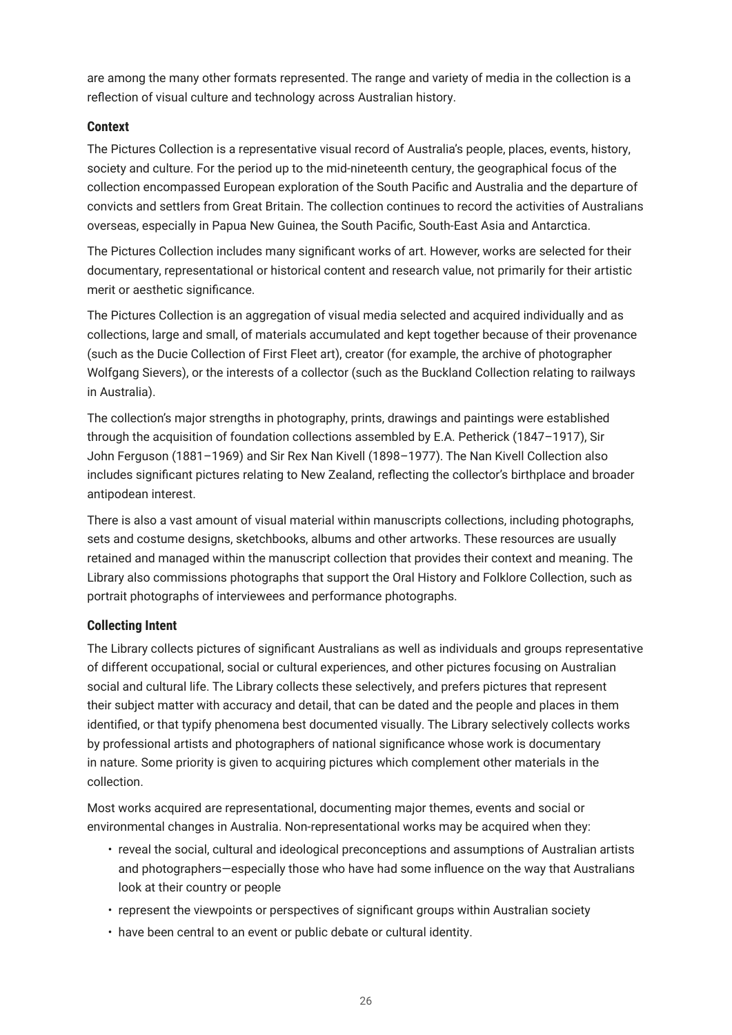are among the many other formats represented. The range and variety of media in the collection is a reflection of visual culture and technology across Australian history.

### Context

The Pictures Collection is a representative visual record of Australia's people, places, events, history, society and culture. For the period up to the mid-nineteenth century, the geographical focus of the collection encompassed European exploration of the South Pacific and Australia and the departure of convicts and settlers from Great Britain. The collection continues to record the activities of Australians overseas, especially in Papua New Guinea, the South Pacific, South-East Asia and Antarctica.

The Pictures Collection includes many significant works of art. However, works are selected for their documentary, representational or historical content and research value, not primarily for their artistic merit or aesthetic significance.

The Pictures Collection is an aggregation of visual media selected and acquired individually and as collections, large and small, of materials accumulated and kept together because of their provenance (such as the Ducie Collection of First Fleet art), creator (for example, the archive of photographer Wolfgang Sievers), or the interests of a collector (such as the Buckland Collection relating to railways in Australia).

The collection's major strengths in photography, prints, drawings and paintings were established through the acquisition of foundation collections assembled by E.A. Petherick (1847–1917), Sir John Ferguson (1881–1969) and Sir Rex Nan Kivell (1898–1977). The Nan Kivell Collection also includes significant pictures relating to New Zealand, reflecting the collector's birthplace and broader antipodean interest.

There is also a vast amount of visual material within manuscripts collections, including photographs, sets and costume designs, sketchbooks, albums and other artworks. These resources are usually retained and managed within the manuscript collection that provides their context and meaning. The Library also commissions photographs that support the Oral History and Folklore Collection, such as portrait photographs of interviewees and performance photographs.

### Collecting Intent

The Library collects pictures of significant Australians as well as individuals and groups representative of different occupational, social or cultural experiences, and other pictures focusing on Australian social and cultural life. The Library collects these selectively, and prefers pictures that represent their subject matter with accuracy and detail, that can be dated and the people and places in them identified, or that typify phenomena best documented visually. The Library selectively collects works by professional artists and photographers of national significance whose work is documentary in nature. Some priority is given to acquiring pictures which complement other materials in the collection.

Most works acquired are representational, documenting major themes, events and social or environmental changes in Australia. Non-representational works may be acquired when they:

- reveal the social, cultural and ideological preconceptions and assumptions of Australian artists and photographers—especially those who have had some influence on the way that Australians look at their country or people
- represent the viewpoints or perspectives of significant groups within Australian society
- have been central to an event or public debate or cultural identity.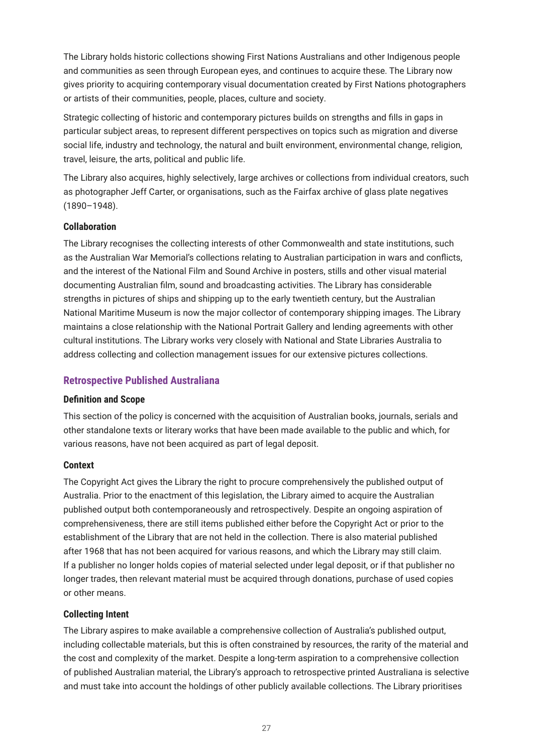The Library holds historic collections showing First Nations Australians and other Indigenous people and communities as seen through European eyes, and continues to acquire these. The Library now gives priority to acquiring contemporary visual documentation created by First Nations photographers or artists of their communities, people, places, culture and society.

Strategic collecting of historic and contemporary pictures builds on strengths and fills in gaps in particular subject areas, to represent different perspectives on topics such as migration and diverse social life, industry and technology, the natural and built environment, environmental change, religion, travel, leisure, the arts, political and public life.

The Library also acquires, highly selectively, large archives or collections from individual creators, such as photographer Jeff Carter, or organisations, such as the Fairfax archive of glass plate negatives (1890–1948).

### Collaboration

The Library recognises the collecting interests of other Commonwealth and state institutions, such as the Australian War Memorial's collections relating to Australian participation in wars and conflicts, and the interest of the National Film and Sound Archive in posters, stills and other visual material documenting Australian film, sound and broadcasting activities. The Library has considerable strengths in pictures of ships and shipping up to the early twentieth century, but the Australian National Maritime Museum is now the major collector of contemporary shipping images. The Library maintains a close relationship with the National Portrait Gallery and lending agreements with other cultural institutions. The Library works very closely with National and State Libraries Australia to address collecting and collection management issues for our extensive pictures collections.

## Retrospective Published Australiana

### Definition and Scope

This section of the policy is concerned with the acquisition of Australian books, journals, serials and other standalone texts or literary works that have been made available to the public and which, for various reasons, have not been acquired as part of legal deposit.

### Context

The Copyright Act gives the Library the right to procure comprehensively the published output of Australia. Prior to the enactment of this legislation, the Library aimed to acquire the Australian published output both contemporaneously and retrospectively. Despite an ongoing aspiration of comprehensiveness, there are still items published either before the Copyright Act or prior to the establishment of the Library that are not held in the collection. There is also material published after 1968 that has not been acquired for various reasons, and which the Library may still claim. If a publisher no longer holds copies of material selected under legal deposit, or if that publisher no longer trades, then relevant material must be acquired through donations, purchase of used copies or other means.

### Collecting Intent

The Library aspires to make available a comprehensive collection of Australia's published output, including collectable materials, but this is often constrained by resources, the rarity of the material and the cost and complexity of the market. Despite a long-term aspiration to a comprehensive collection of published Australian material, the Library's approach to retrospective printed Australiana is selective and must take into account the holdings of other publicly available collections. The Library prioritises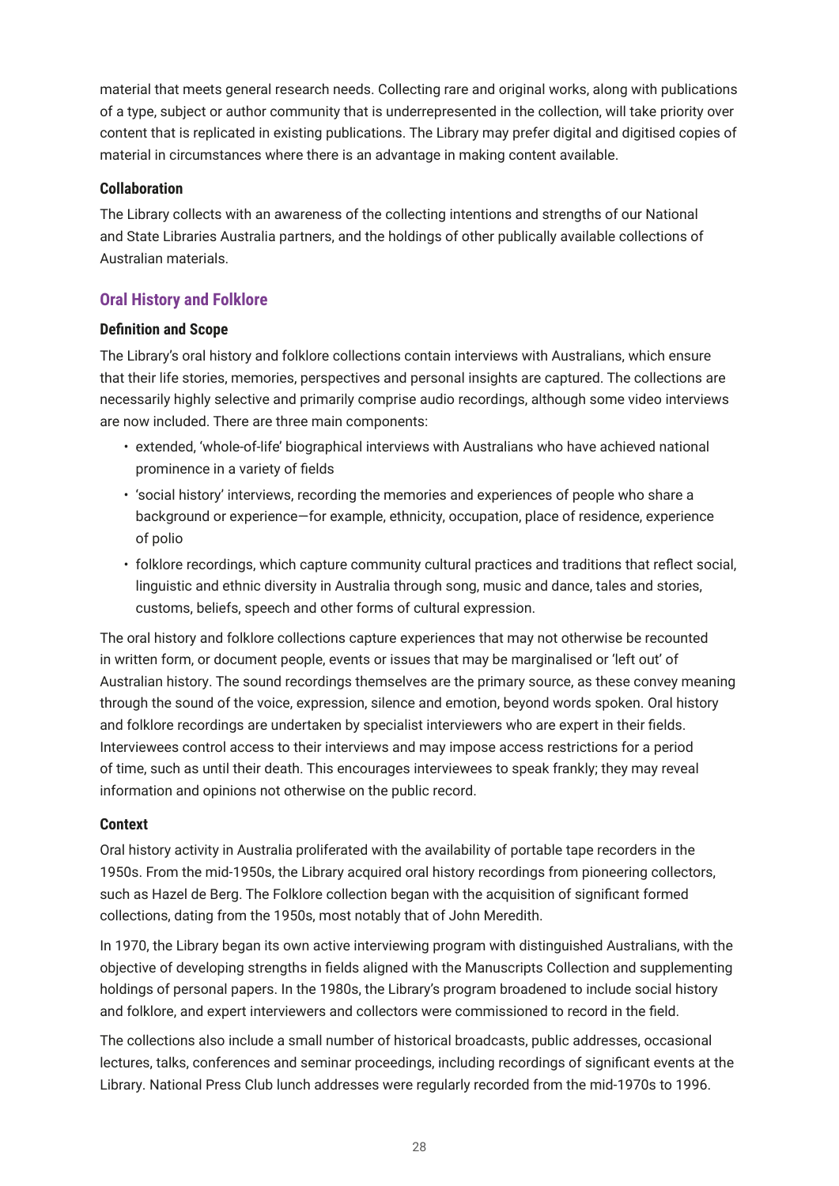material that meets general research needs. Collecting rare and original works, along with publications of a type, subject or author community that is underrepresented in the collection, will take priority over content that is replicated in existing publications. The Library may prefer digital and digitised copies of material in circumstances where there is an advantage in making content available.

#### Collaboration

The Library collects with an awareness of the collecting intentions and strengths of our National and State Libraries Australia partners, and the holdings of other publically available collections of Australian materials.

### Oral History and Folklore

#### Definition and Scope

The Library's oral history and folklore collections contain interviews with Australians, which ensure that their life stories, memories, perspectives and personal insights are captured. The collections are necessarily highly selective and primarily comprise audio recordings, although some video interviews are now included. There are three main components:

- extended, 'whole-of-life' biographical interviews with Australians who have achieved national prominence in a variety of fields
- 'social history' interviews, recording the memories and experiences of people who share a background or experience—for example, ethnicity, occupation, place of residence, experience of polio
- folklore recordings, which capture community cultural practices and traditions that reflect social, linguistic and ethnic diversity in Australia through song, music and dance, tales and stories, customs, beliefs, speech and other forms of cultural expression.

The oral history and folklore collections capture experiences that may not otherwise be recounted in written form, or document people, events or issues that may be marginalised or 'left out' of Australian history. The sound recordings themselves are the primary source, as these convey meaning through the sound of the voice, expression, silence and emotion, beyond words spoken. Oral history and folklore recordings are undertaken by specialist interviewers who are expert in their fields. Interviewees control access to their interviews and may impose access restrictions for a period of time, such as until their death. This encourages interviewees to speak frankly; they may reveal information and opinions not otherwise on the public record.

#### Context

Oral history activity in Australia proliferated with the availability of portable tape recorders in the 1950s. From the mid-1950s, the Library acquired oral history recordings from pioneering collectors, such as Hazel de Berg. The Folklore collection began with the acquisition of significant formed collections, dating from the 1950s, most notably that of John Meredith.

In 1970, the Library began its own active interviewing program with distinguished Australians, with the objective of developing strengths in fields aligned with the Manuscripts Collection and supplementing holdings of personal papers. In the 1980s, the Library's program broadened to include social history and folklore, and expert interviewers and collectors were commissioned to record in the field.

The collections also include a small number of historical broadcasts, public addresses, occasional lectures, talks, conferences and seminar proceedings, including recordings of significant events at the Library. National Press Club lunch addresses were regularly recorded from the mid-1970s to 1996.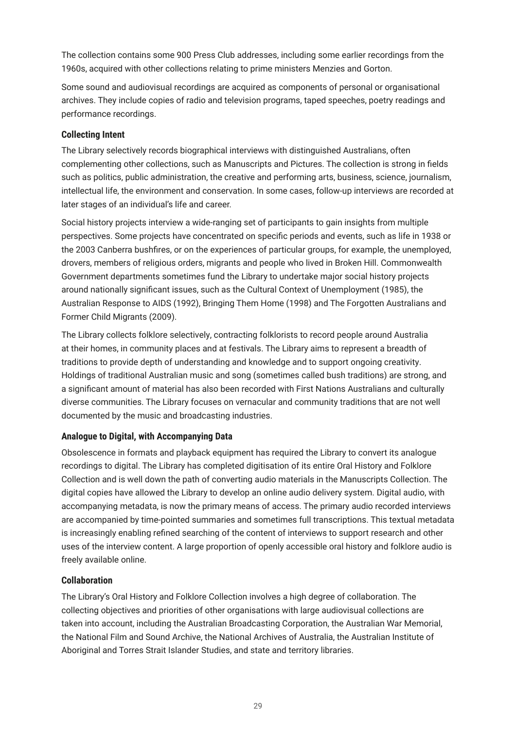The collection contains some 900 Press Club addresses, including some earlier recordings from the 1960s, acquired with other collections relating to prime ministers Menzies and Gorton.

Some sound and audiovisual recordings are acquired as components of personal or organisational archives. They include copies of radio and television programs, taped speeches, poetry readings and performance recordings.

#### Collecting Intent

The Library selectively records biographical interviews with distinguished Australians, often complementing other collections, such as Manuscripts and Pictures. The collection is strong in fields such as politics, public administration, the creative and performing arts, business, science, journalism, intellectual life, the environment and conservation. In some cases, follow-up interviews are recorded at later stages of an individual's life and career.

Social history projects interview a wide-ranging set of participants to gain insights from multiple perspectives. Some projects have concentrated on specific periods and events, such as life in 1938 or the 2003 Canberra bushfires, or on the experiences of particular groups, for example, the unemployed, drovers, members of religious orders, migrants and people who lived in Broken Hill. Commonwealth Government departments sometimes fund the Library to undertake major social history projects around nationally significant issues, such as the Cultural Context of Unemployment (1985), the Australian Response to AIDS (1992), Bringing Them Home (1998) and The Forgotten Australians and Former Child Migrants (2009).

The Library collects folklore selectively, contracting folklorists to record people around Australia at their homes, in community places and at festivals. The Library aims to represent a breadth of traditions to provide depth of understanding and knowledge and to support ongoing creativity. Holdings of traditional Australian music and song (sometimes called bush traditions) are strong, and a significant amount of material has also been recorded with First Nations Australians and culturally diverse communities. The Library focuses on vernacular and community traditions that are not well documented by the music and broadcasting industries.

#### Analogue to Digital, with Accompanying Data

Obsolescence in formats and playback equipment has required the Library to convert its analogue recordings to digital. The Library has completed digitisation of its entire Oral History and Folklore Collection and is well down the path of converting audio materials in the Manuscripts Collection. The digital copies have allowed the Library to develop an online audio delivery system. Digital audio, with accompanying metadata, is now the primary means of access. The primary audio recorded interviews are accompanied by time-pointed summaries and sometimes full transcriptions. This textual metadata is increasingly enabling refined searching of the content of interviews to support research and other uses of the interview content. A large proportion of openly accessible oral history and folklore audio is freely available online.

#### Collaboration

The Library's Oral History and Folklore Collection involves a high degree of collaboration. The collecting objectives and priorities of other organisations with large audiovisual collections are taken into account, including the Australian Broadcasting Corporation, the Australian War Memorial, the National Film and Sound Archive, the National Archives of Australia, the Australian Institute of Aboriginal and Torres Strait Islander Studies, and state and territory libraries.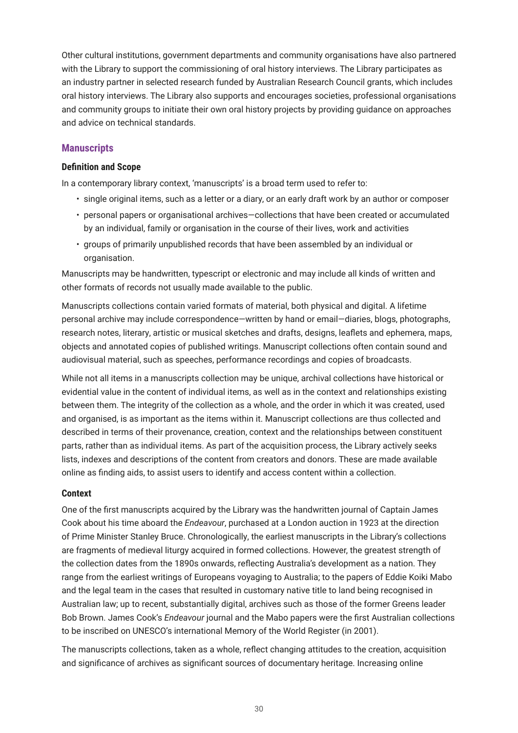Other cultural institutions, government departments and community organisations have also partnered with the Library to support the commissioning of oral history interviews. The Library participates as an industry partner in selected research funded by Australian Research Council grants, which includes oral history interviews. The Library also supports and encourages societies, professional organisations and community groups to initiate their own oral history projects by providing guidance on approaches and advice on technical standards.

## Manuscripts

### Definition and Scope

In a contemporary library context, 'manuscripts' is a broad term used to refer to:

- single original items, such as a letter or a diary, or an early draft work by an author or composer
- personal papers or organisational archives—collections that have been created or accumulated by an individual, family or organisation in the course of their lives, work and activities
- groups of primarily unpublished records that have been assembled by an individual or organisation.

Manuscripts may be handwritten, typescript or electronic and may include all kinds of written and other formats of records not usually made available to the public.

Manuscripts collections contain varied formats of material, both physical and digital. A lifetime personal archive may include correspondence—written by hand or email—diaries, blogs, photographs, research notes, literary, artistic or musical sketches and drafts, designs, leaflets and ephemera, maps, objects and annotated copies of published writings. Manuscript collections often contain sound and audiovisual material, such as speeches, performance recordings and copies of broadcasts.

While not all items in a manuscripts collection may be unique, archival collections have historical or evidential value in the content of individual items, as well as in the context and relationships existing between them. The integrity of the collection as a whole, and the order in which it was created, used and organised, is as important as the items within it. Manuscript collections are thus collected and described in terms of their provenance, creation, context and the relationships between constituent parts, rather than as individual items. As part of the acquisition process, the Library actively seeks lists, indexes and descriptions of the content from creators and donors. These are made available online as finding aids, to assist users to identify and access content within a collection.

### Context

One of the first manuscripts acquired by the Library was the handwritten journal of Captain James Cook about his time aboard the *Endeavour*, purchased at a London auction in 1923 at the direction of Prime Minister Stanley Bruce. Chronologically, the earliest manuscripts in the Library's collections are fragments of medieval liturgy acquired in formed collections. However, the greatest strength of the collection dates from the 1890s onwards, reflecting Australia's development as a nation. They range from the earliest writings of Europeans voyaging to Australia; to the papers of Eddie Koiki Mabo and the legal team in the cases that resulted in customary native title to land being recognised in Australian law; up to recent, substantially digital, archives such as those of the former Greens leader Bob Brown. James Cook's *Endeavour* journal and the Mabo papers were the first Australian collections to be inscribed on UNESCO's international Memory of the World Register (in 2001).

The manuscripts collections, taken as a whole, reflect changing attitudes to the creation, acquisition and significance of archives as significant sources of documentary heritage. Increasing online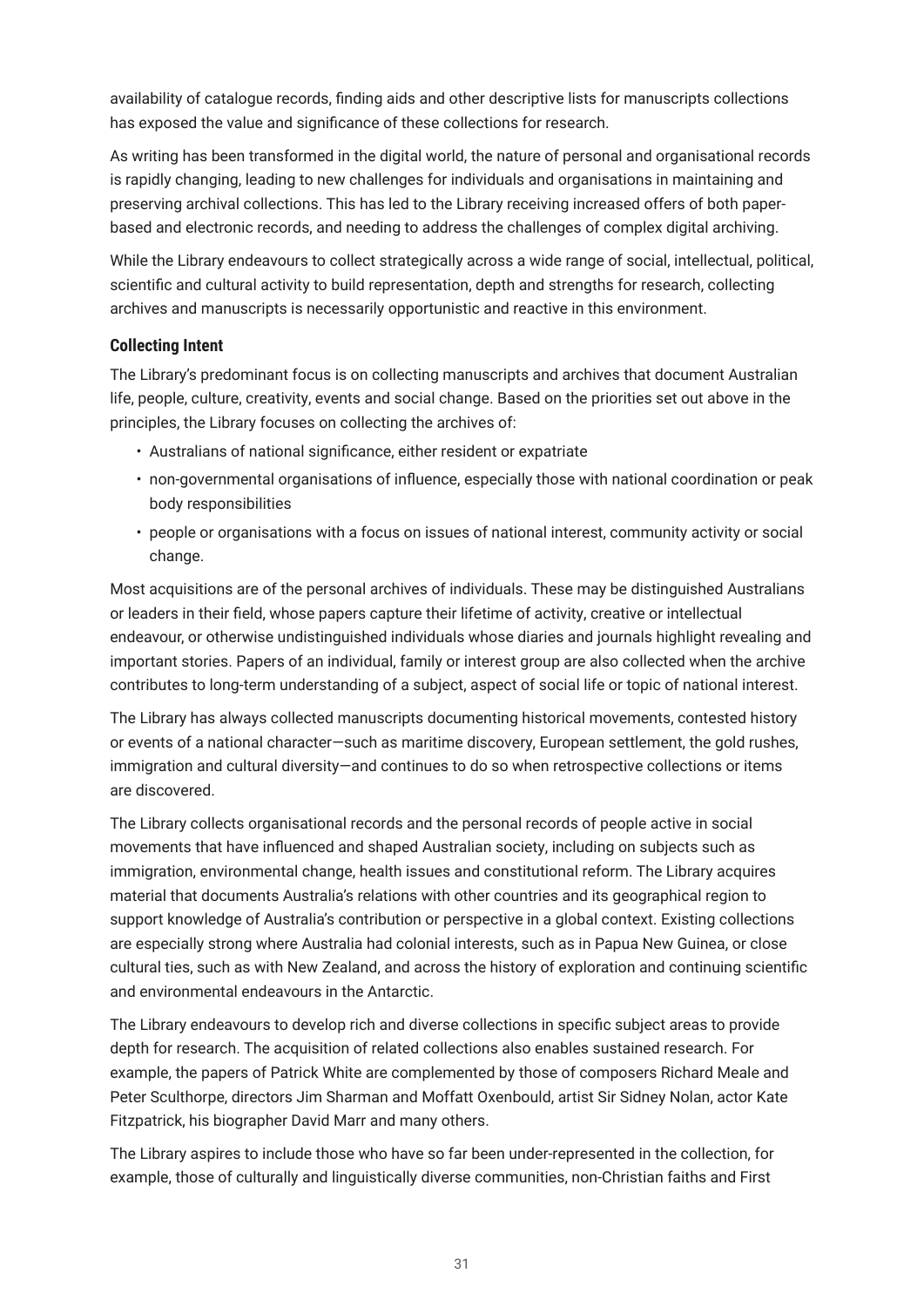availability of catalogue records, finding aids and other descriptive lists for manuscripts collections has exposed the value and significance of these collections for research.

As writing has been transformed in the digital world, the nature of personal and organisational records is rapidly changing, leading to new challenges for individuals and organisations in maintaining and preserving archival collections. This has led to the Library receiving increased offers of both paper-based and electronic records, and needing to address the challenges of complex digital archiving.

While the Library endeavours to collect strategically across a wide range of social, intellectual, political, scientific and cultural activity to build representation, depth and strengths for research, collecting archives and manuscripts is necessarily opportunistic and reactive in this environment.

**Collecting Intent**

The Library's predominant focus is on collecting manuscripts and archives that document Australian life, people, culture, creativity, events and social change. Based on the priorities set out above in the principles, the Library focuses on collecting the archives of:

- Australians of national significance, either resident or expatriate
- non-governmental organisations of influence, especially those with national coordination or peak body responsibilities
- people or organisations with a focus on issues of national interest, community activity or social change.

Most acquisitions are of the personal archives of individuals. These may be distinguished Australians or leaders in their field, whose papers capture their lifetime of activity, creative or intellectual endeavour, or otherwise undistinguished individuals whose diaries and journals highlight revealing and important stories. Papers of an individual, family or interest group are also collected when the archive contributes to long-term understanding of a subject, aspect of social life or topic of national interest.

The Library has always collected manuscripts documenting historical movements, contested history or events of a national character—such as maritime discovery, European settlement, the gold rushes, immigration and cultural diversity—and continues to do so when retrospective collections or items are discovered.

The Library collects organisational records and the personal records of people active in social movements that have influenced and shaped Australian society, including on subjects such as immigration, environmental change, health issues and constitutional reform. The Library acquires material that documents Australia's relations with other countries and its geographical region to support knowledge of Australia's contribution or perspective in a global context. Existing collections are especially strong where Australia had colonial interests, such as in Papua New Guinea, or close cultural ties, such as with New Zealand, and across the history of exploration and continuing scientific and environmental endeavours in the Antarctic.

The Library endeavours to develop rich and diverse collections in specific subject areas to provide depth for research. The acquisition of related collections also enables sustained research. For example, the papers of Patrick White are complemented by those of composers Richard Meale and Peter Sculthorpe, directors Jim Sharman and Moffatt Oxenbould, artist Sir Sidney Nolan, actor Kate Fitzpatrick, his biographer David Marr and many others.

The Library aspires to include those who have so far been under-represented in the collection, for example, those of culturally and linguistically diverse communities, non-Christian faiths and First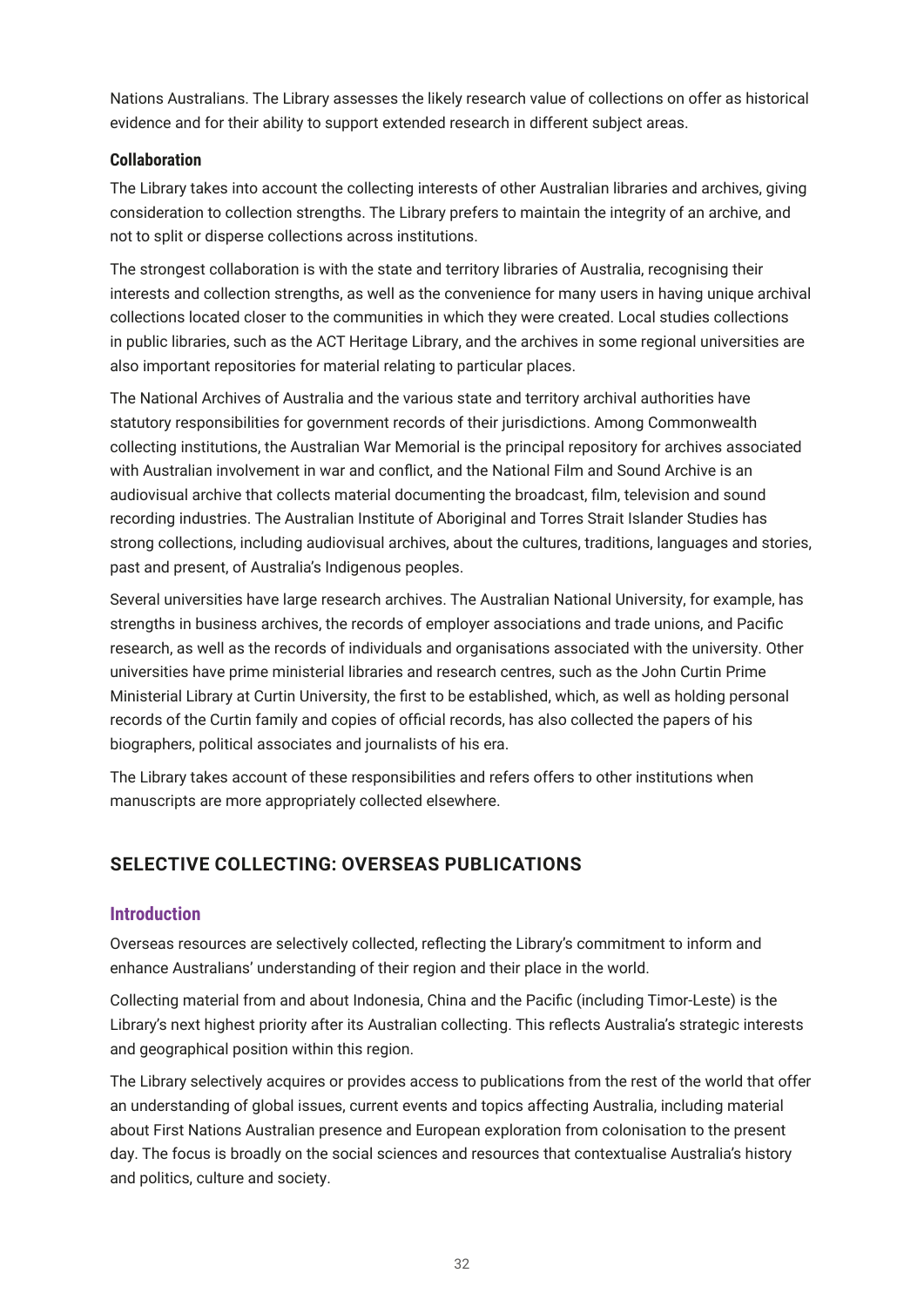Nations Australians. The Library assesses the likely research value of collections on offer as historical evidence and for their ability to support extended research in different subject areas.

#### Collaboration

The Library takes into account the collecting interests of other Australian libraries and archives, giving consideration to collection strengths. The Library prefers to maintain the integrity of an archive, and not to split or disperse collections across institutions.

The strongest collaboration is with the state and territory libraries of Australia, recognising their interests and collection strengths, as well as the convenience for many users in having unique archival collections located closer to the communities in which they were created. Local studies collections in public libraries, such as the ACT Heritage Library, and the archives in some regional universities are also important repositories for material relating to particular places.

The National Archives of Australia and the various state and territory archival authorities have statutory responsibilities for government records of their jurisdictions. Among Commonwealth collecting institutions, the Australian War Memorial is the principal repository for archives associated with Australian involvement in war and conflict, and the National Film and Sound Archive is an audiovisual archive that collects material documenting the broadcast, film, television and sound recording industries. The Australian Institute of Aboriginal and Torres Strait Islander Studies has strong collections, including audiovisual archives, about the cultures, traditions, languages and stories, past and present, of Australia's Indigenous peoples.

Several universities have large research archives. The Australian National University, for example, has strengths in business archives, the records of employer associations and trade unions, and Pacific research, as well as the records of individuals and organisations associated with the university. Other universities have prime ministerial libraries and research centres, such as the John Curtin Prime Ministerial Library at Curtin University, the first to be established, which, as well as holding personal records of the Curtin family and copies of official records, has also collected the papers of his biographers, political associates and journalists of his era.

The Library takes account of these responsibilities and refers offers to other institutions when manuscripts are more appropriately collected elsewhere.

## SELECTIVE COLLECTING: OVERSEAS PUBLICATIONS

### Introduction

Overseas resources are selectively collected, reflecting the Library's commitment to inform and enhance Australians' understanding of their region and their place in the world.

Collecting material from and about Indonesia, China and the Pacific (including Timor-Leste) is the Library's next highest priority after its Australian collecting. This reflects Australia's strategic interests and geographical position within this region.

The Library selectively acquires or provides access to publications from the rest of the world that offer an understanding of global issues, current events and topics affecting Australia, including material about First Nations Australian presence and European exploration from colonisation to the present day. The focus is broadly on the social sciences and resources that contextualise Australia's history and politics, culture and society.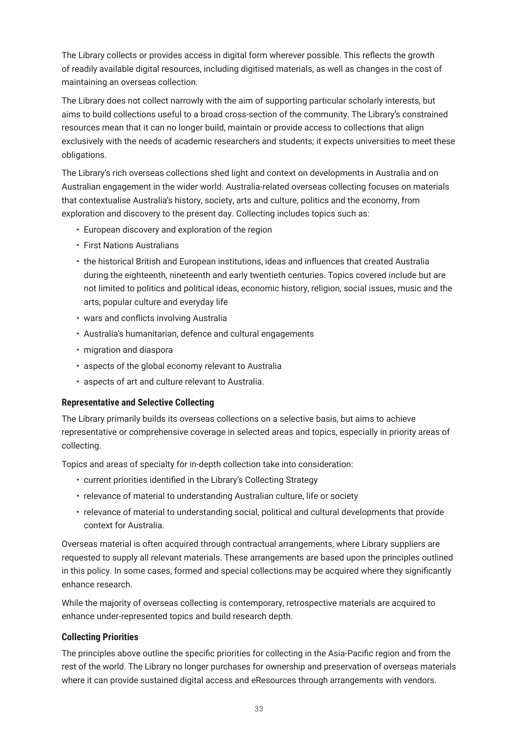The Library collects or provides access in digital form wherever possible. This reflects the growth of readily available digital resources, including digitised materials, as well as changes in the cost of maintaining an overseas collection.

The Library does not collect narrowly with the aim of supporting particular scholarly interests, but aims to build collections useful to a broad cross-section of the community. The Library's constrained resources mean that it can no longer build, maintain or provide access to collections that align exclusively with the needs of academic researchers and students; it expects universities to meet these obligations.

The Library's rich overseas collections shed light and context on developments in Australia and on Australian engagement in the wider world. Australia-related overseas collecting focuses on materials that contextualise Australia's history, society, arts and culture, politics and the economy, from exploration and discovery to the present day. Collecting includes topics such as:

- European discovery and exploration of the region
- First Nations Australians
- the historical British and European institutions, ideas and influences that created Australia during the eighteenth, nineteenth and early twentieth centuries. Topics covered include but are not limited to politics and political ideas, economic history, religion, social issues, music and the arts, popular culture and everyday life
- wars and conflicts involving Australia
- Australia's humanitarian, defence and cultural engagements
- migration and diaspora
- aspects of the global economy relevant to Australia
- aspects of art and culture relevant to Australia.

### Representative and Selective Collecting

The Library primarily builds its overseas collections on a selective basis, but aims to achieve representative or comprehensive coverage in selected areas and topics, especially in priority areas of collecting.

Topics and areas of specialty for in-depth collection take into consideration:

- current priorities identified in the Library's Collecting Strategy
- relevance of material to understanding Australian culture, life or society
- relevance of material to understanding social, political and cultural developments that provide context for Australia.

Overseas material is often acquired through contractual arrangements, where Library suppliers are requested to supply all relevant materials. These arrangements are based upon the principles outlined in this policy. In some cases, formed and special collections may be acquired where they significantly enhance research.

While the majority of overseas collecting is contemporary, retrospective materials are acquired to enhance under-represented topics and build research depth.

### Collecting Priorities

The principles above outline the specific priorities for collecting in the Asia-Pacific region and from the rest of the world. The Library no longer purchases for ownership and preservation of overseas materials where it can provide sustained digital access and eResources through arrangements with vendors.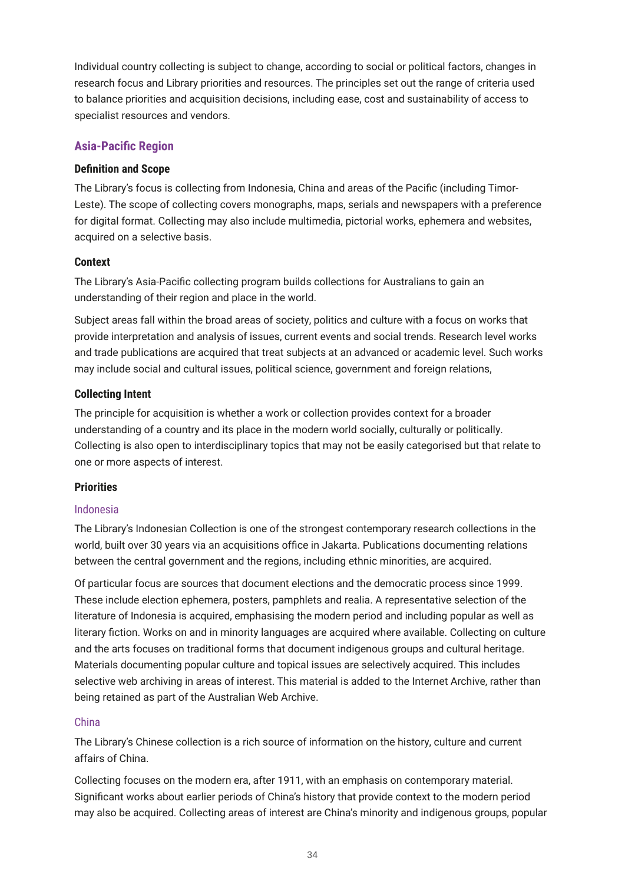Individual country collecting is subject to change, according to social or political factors, changes in research focus and Library priorities and resources. The principles set out the range of criteria used to balance priorities and acquisition decisions, including ease, cost and sustainability of access to specialist resources and vendors.

## Asia-Pacific Region

### Definition and Scope

The Library's focus is collecting from Indonesia, China and areas of the Pacific (including Timor-Leste). The scope of collecting covers monographs, maps, serials and newspapers with a preference for digital format. Collecting may also include multimedia, pictorial works, ephemera and websites, acquired on a selective basis.

### Context

The Library's Asia-Pacific collecting program builds collections for Australians to gain an understanding of their region and place in the world.

Subject areas fall within the broad areas of society, politics and culture with a focus on works that provide interpretation and analysis of issues, current events and social trends. Research level works and trade publications are acquired that treat subjects at an advanced or academic level. Such works may include social and cultural issues, political science, government and foreign relations,

### Collecting Intent

The principle for acquisition is whether a work or collection provides context for a broader understanding of a country and its place in the modern world socially, culturally or politically. Collecting is also open to interdisciplinary topics that may not be easily categorised but that relate to one or more aspects of interest.

### Priorities

#### Indonesia

The Library's Indonesian Collection is one of the strongest contemporary research collections in the world, built over 30 years via an acquisitions office in Jakarta. Publications documenting relations between the central government and the regions, including ethnic minorities, are acquired.

Of particular focus are sources that document elections and the democratic process since 1999. These include election ephemera, posters, pamphlets and realia. A representative selection of the literature of Indonesia is acquired, emphasising the modern period and including popular as well as literary fiction. Works on and in minority languages are acquired where available. Collecting on culture and the arts focuses on traditional forms that document indigenous groups and cultural heritage. Materials documenting popular culture and topical issues are selectively acquired. This includes selective web archiving in areas of interest. This material is added to the Internet Archive, rather than being retained as part of the Australian Web Archive.

#### China

The Library's Chinese collection is a rich source of information on the history, culture and current affairs of China.

Collecting focuses on the modern era, after 1911, with an emphasis on contemporary material. Significant works about earlier periods of China's history that provide context to the modern period may also be acquired. Collecting areas of interest are China's minority and indigenous groups, popular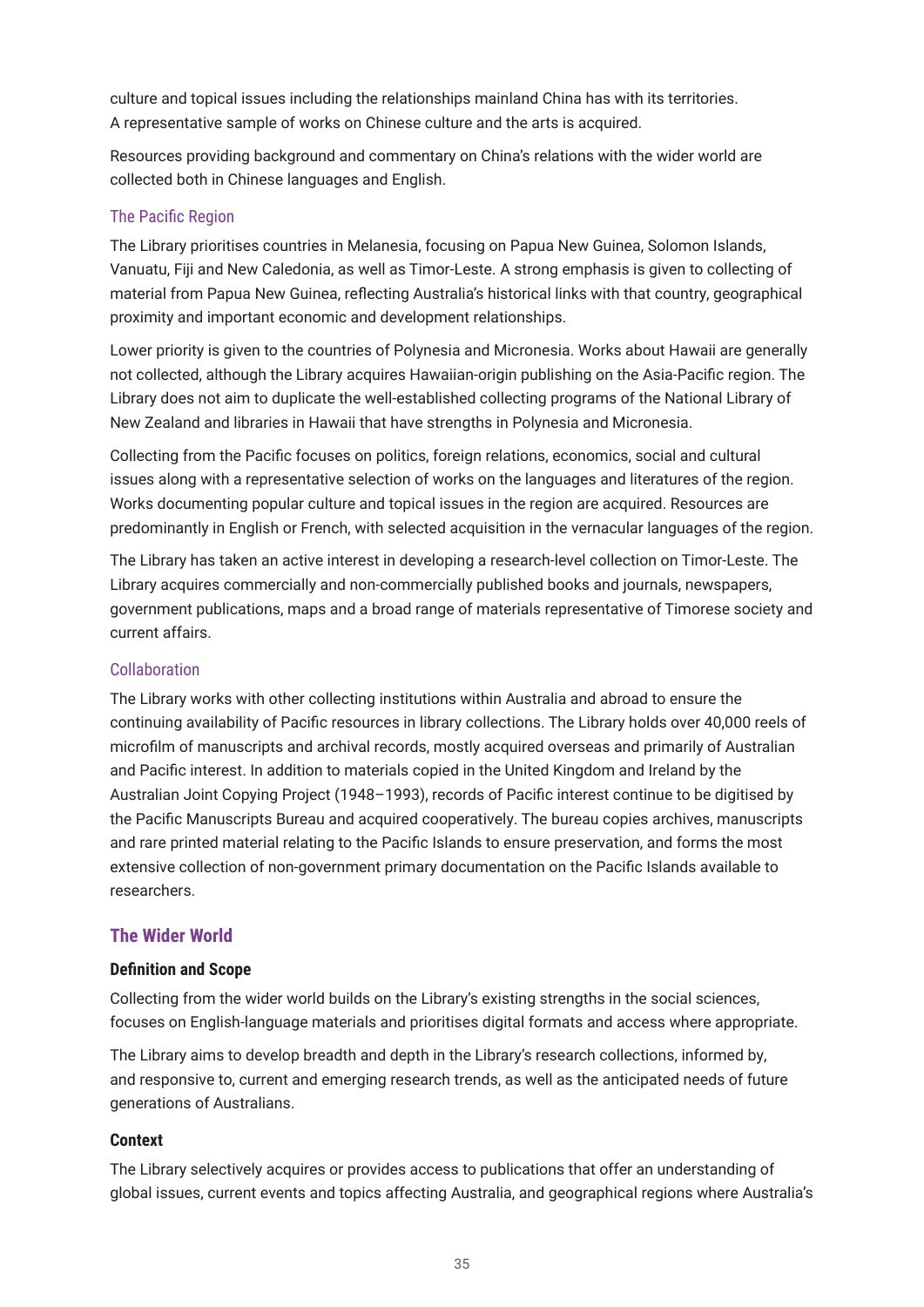culture and topical issues including the relationships mainland China has with its territories. A representative sample of works on Chinese culture and the arts is acquired.

Resources providing background and commentary on China's relations with the wider world are collected both in Chinese languages and English.

#### The Pacific Region

The Library prioritises countries in Melanesia, focusing on Papua New Guinea, Solomon Islands, Vanuatu, Fiji and New Caledonia, as well as Timor-Leste. A strong emphasis is given to collecting of material from Papua New Guinea, reflecting Australia's historical links with that country, geographical proximity and important economic and development relationships.

Lower priority is given to the countries of Polynesia and Micronesia. Works about Hawaii are generally not collected, although the Library acquires Hawaiian-origin publishing on the Asia-Pacific region. The Library does not aim to duplicate the well-established collecting programs of the National Library of New Zealand and libraries in Hawaii that have strengths in Polynesia and Micronesia.

Collecting from the Pacific focuses on politics, foreign relations, economics, social and cultural issues along with a representative selection of works on the languages and literatures of the region. Works documenting popular culture and topical issues in the region are acquired. Resources are predominantly in English or French, with selected acquisition in the vernacular languages of the region.

The Library has taken an active interest in developing a research-level collection on Timor-Leste. The Library acquires commercially and non-commercially published books and journals, newspapers, government publications, maps and a broad range of materials representative of Timorese society and current affairs.

#### Collaboration

The Library works with other collecting institutions within Australia and abroad to ensure the continuing availability of Pacific resources in library collections. The Library holds over 40,000 reels of microfilm of manuscripts and archival records, mostly acquired overseas and primarily of Australian and Pacific interest. In addition to materials copied in the United Kingdom and Ireland by the Australian Joint Copying Project (1948–1993), records of Pacific interest continue to be digitised by the Pacific Manuscripts Bureau and acquired cooperatively. The bureau copies archives, manuscripts and rare printed material relating to the Pacific Islands to ensure preservation, and forms the most extensive collection of non-government primary documentation on the Pacific Islands available to researchers.

## The Wider World

### Definition and Scope

Collecting from the wider world builds on the Library's existing strengths in the social sciences, focuses on English-language materials and prioritises digital formats and access where appropriate.

The Library aims to develop breadth and depth in the Library's research collections, informed by, and responsive to, current and emerging research trends, as well as the anticipated needs of future generations of Australians.

### Context

The Library selectively acquires or provides access to publications that offer an understanding of global issues, current events and topics affecting Australia, and geographical regions where Australia's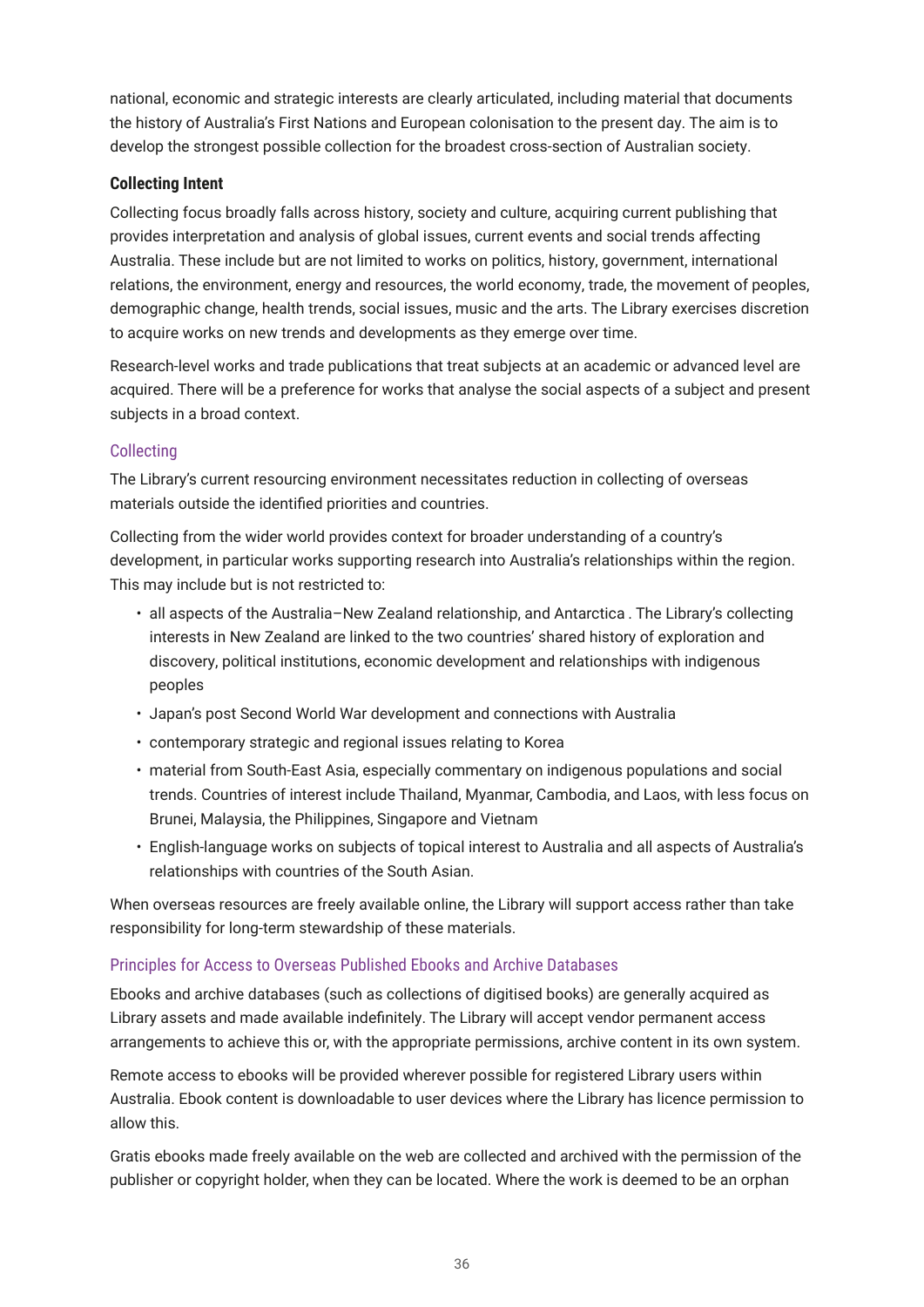national, economic and strategic interests are clearly articulated, including material that documents the history of Australia's First Nations and European colonisation to the present day. The aim is to develop the strongest possible collection for the broadest cross-section of Australian society.

**Collecting Intent**

Collecting focus broadly falls across history, society and culture, acquiring current publishing that provides interpretation and analysis of global issues, current events and social trends affecting Australia. These include but are not limited to works on politics, history, government, international relations, the environment, energy and resources, the world economy, trade, the movement of peoples, demographic change, health trends, social issues, music and the arts. The Library exercises discretion to acquire works on new trends and developments as they emerge over time.

Research-level works and trade publications that treat subjects at an academic or advanced level are acquired. There will be a preference for works that analyse the social aspects of a subject and present subjects in a broad context.

### Collecting

The Library's current resourcing environment necessitates reduction in collecting of overseas materials outside the identified priorities and countries.

Collecting from the wider world provides context for broader understanding of a country's development, in particular works supporting research into Australia's relationships within the region. This may include but is not restricted to:

- all aspects of the Australia–New Zealand relationship, and Antarctica . The Library's collecting interests in New Zealand are linked to the two countries' shared history of exploration and discovery, political institutions, economic development and relationships with indigenous peoples
- Japan's post Second World War development and connections with Australia
- contemporary strategic and regional issues relating to Korea
- material from South-East Asia, especially commentary on indigenous populations and social trends. Countries of interest include Thailand, Myanmar, Cambodia, and Laos, with less focus on Brunei, Malaysia, the Philippines, Singapore and Vietnam
- English-language works on subjects of topical interest to Australia and all aspects of Australia's relationships with countries of the South Asian.

When overseas resources are freely available online, the Library will support access rather than take responsibility for long-term stewardship of these materials.

### Principles for Access to Overseas Published Ebooks and Archive Databases

Ebooks and archive databases (such as collections of digitised books) are generally acquired as Library assets and made available indefinitely. The Library will accept vendor permanent access arrangements to achieve this or, with the appropriate permissions, archive content in its own system.

Remote access to ebooks will be provided wherever possible for registered Library users within Australia. Ebook content is downloadable to user devices where the Library has licence permission to allow this.

Gratis ebooks made freely available on the web are collected and archived with the permission of the publisher or copyright holder, when they can be located. Where the work is deemed to be an orphan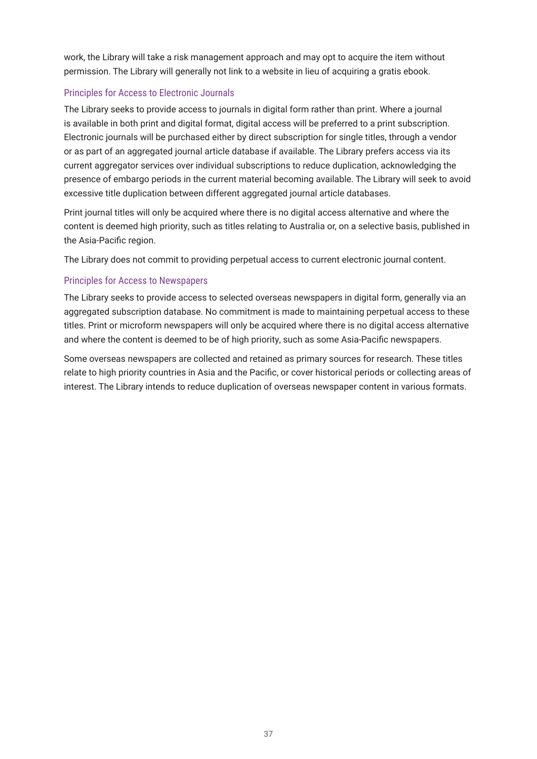work, the Library will take a risk management approach and may opt to acquire the item without permission. The Library will generally not link to a website in lieu of acquiring a gratis ebook.

### Principles for Access to Electronic Journals

The Library seeks to provide access to journals in digital form rather than print. Where a journal is available in both print and digital format, digital access will be preferred to a print subscription. Electronic journals will be purchased either by direct subscription for single titles, through a vendor or as part of an aggregated journal article database if available. The Library prefers access via its current aggregator services over individual subscriptions to reduce duplication, acknowledging the presence of embargo periods in the current material becoming available. The Library will seek to avoid excessive title duplication between different aggregated journal article databases.

Print journal titles will only be acquired where there is no digital access alternative and where the content is deemed high priority, such as titles relating to Australia or, on a selective basis, published in the Asia-Pacific region.

The Library does not commit to providing perpetual access to current electronic journal content.

### Principles for Access to Newspapers

The Library seeks to provide access to selected overseas newspapers in digital form, generally via an aggregated subscription database. No commitment is made to maintaining perpetual access to these titles. Print or microform newspapers will only be acquired where there is no digital access alternative and where the content is deemed to be of high priority, such as some Asia-Pacific newspapers.

Some overseas newspapers are collected and retained as primary sources for research. These titles relate to high priority countries in Asia and the Pacific, or cover historical periods or collecting areas of interest. The Library intends to reduce duplication of overseas newspaper content in various formats.